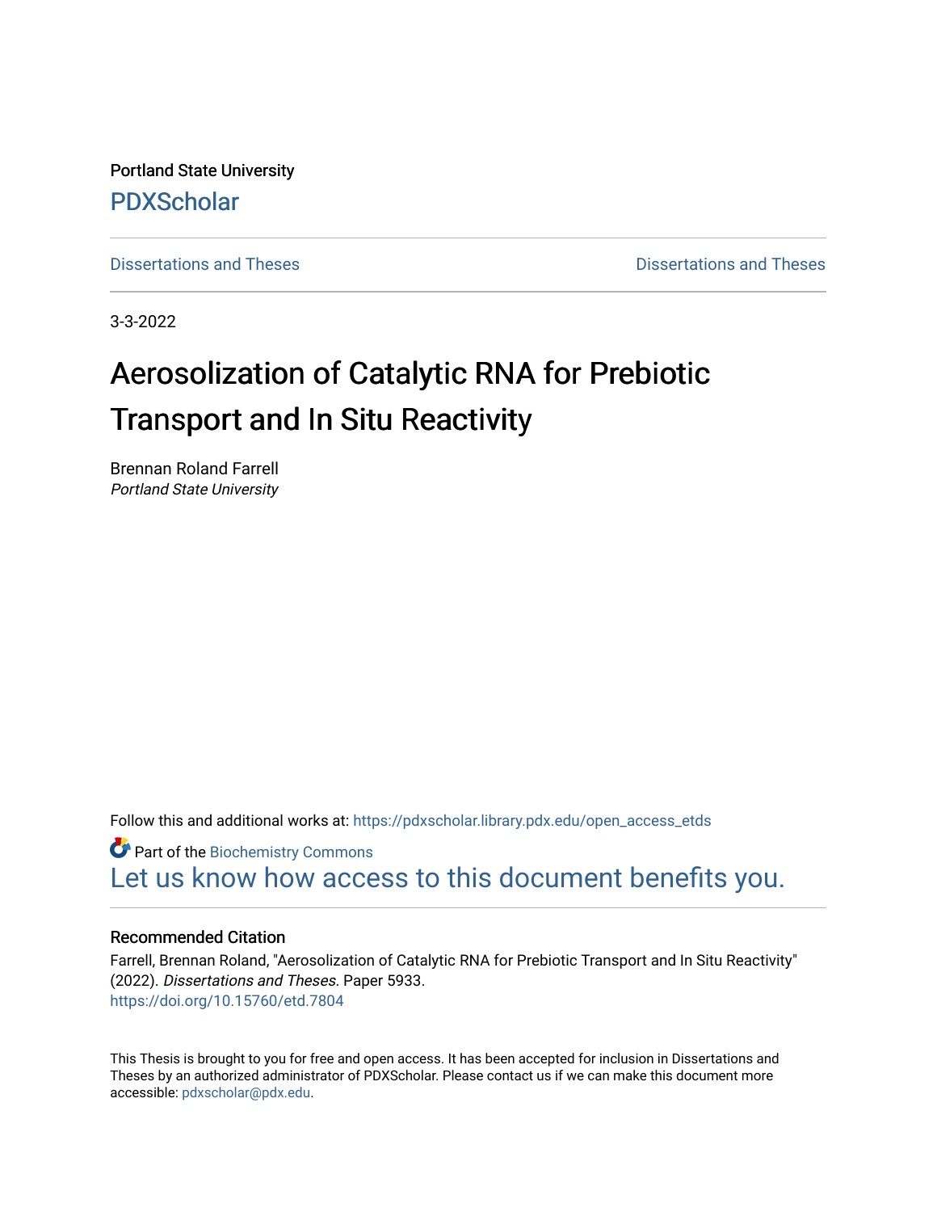Portland State University

PDXScholar

Dissertations and Theses | Dissertations and Theses

3-3-2022

# Aerosolization of Catalytic RNA for Prebiotic Transport and In Situ Reactivity

Brennan Roland Farrell
*Portland State University*

Follow this and additional works at: https://pdxscholar.library.pdx.edu/open_access_etds

Part of the Biochemistry Commons

Let us know how access to this document benefits you.

### Recommended Citation

Farrell, Brennan Roland, "Aerosolization of Catalytic RNA for Prebiotic Transport and In Situ Reactivity" (2022). *Dissertations and Theses.* Paper 5933.
https://doi.org/10.15760/etd.7804

This Thesis is brought to you for free and open access. It has been accepted for inclusion in Dissertations and Theses by an authorized administrator of PDXScholar. Please contact us if we can make this document more accessible: pdxscholar@pdx.edu.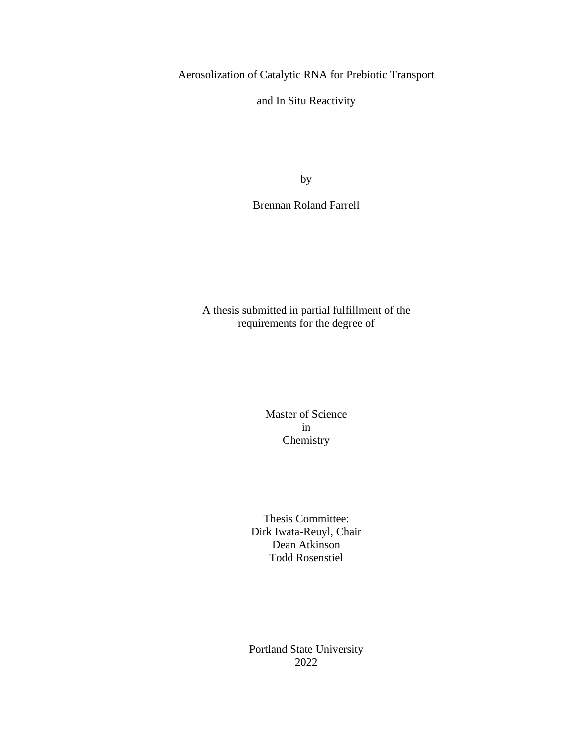# Aerosolization of Catalytic RNA for Prebiotic Transport and In Situ Reactivity

by

Brennan Roland Farrell

A thesis submitted in partial fulfillment of the requirements for the degree of

Master of Science
in
Chemistry

Thesis Committee:
Dirk Iwata-Reuyl, Chair
Dean Atkinson
Todd Rosenstiel

Portland State University
2022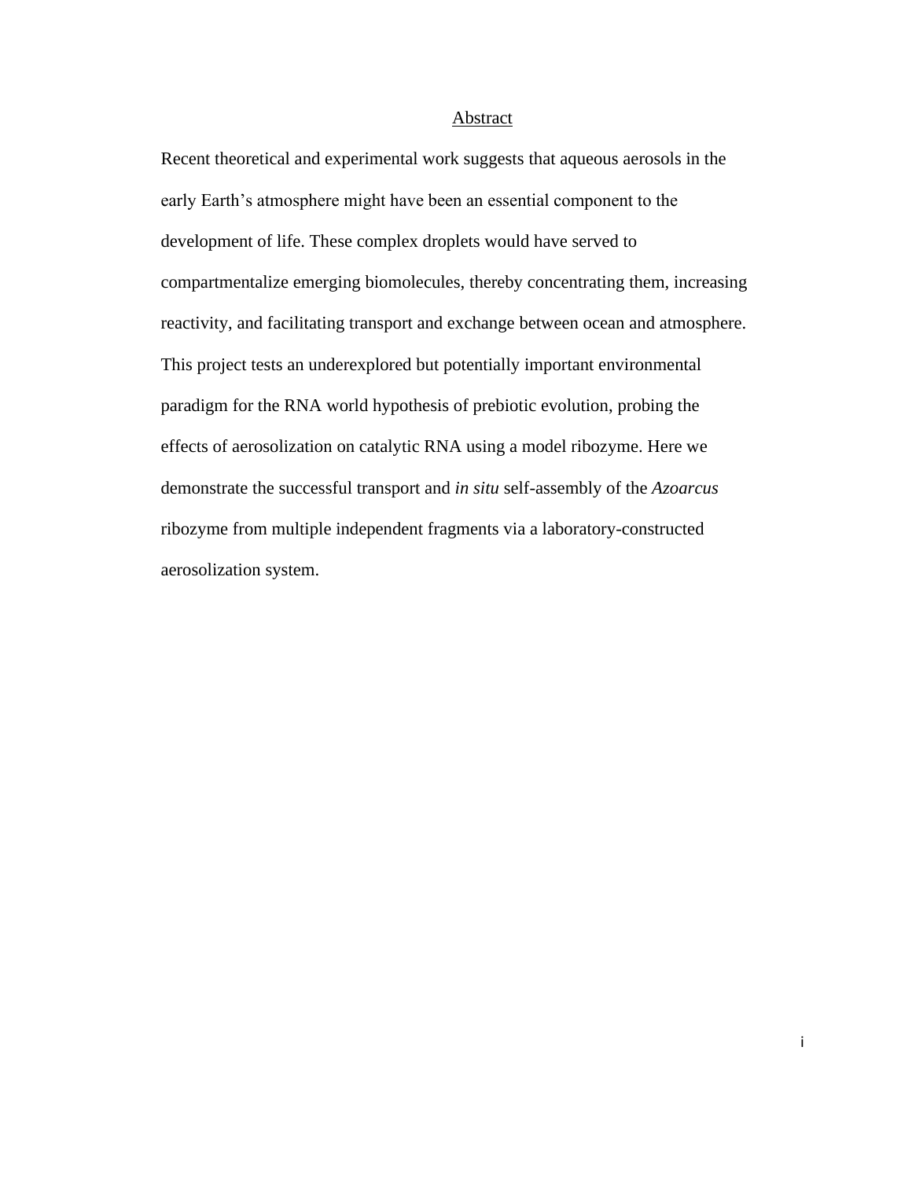# Abstract

Recent theoretical and experimental work suggests that aqueous aerosols in the early Earth's atmosphere might have been an essential component to the development of life. These complex droplets would have served to compartmentalize emerging biomolecules, thereby concentrating them, increasing reactivity, and facilitating transport and exchange between ocean and atmosphere. This project tests an underexplored but potentially important environmental paradigm for the RNA world hypothesis of prebiotic evolution, probing the effects of aerosolization on catalytic RNA using a model ribozyme. Here we demonstrate the successful transport and *in situ* self-assembly of the *Azoarcus* ribozyme from multiple independent fragments via a laboratory-constructed aerosolization system.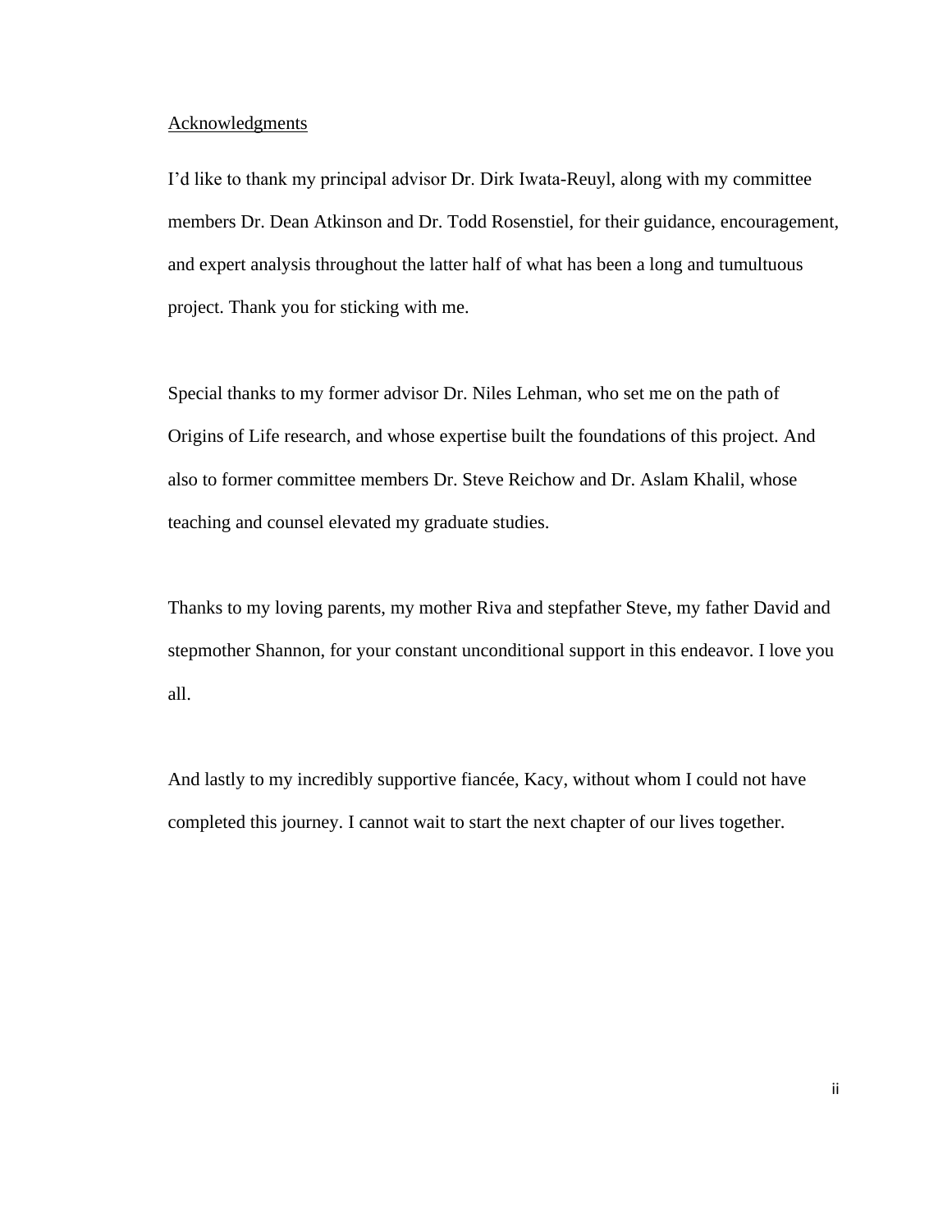## Acknowledgments

I'd like to thank my principal advisor Dr. Dirk Iwata-Reuyl, along with my committee members Dr. Dean Atkinson and Dr. Todd Rosenstiel, for their guidance, encouragement, and expert analysis throughout the latter half of what has been a long and tumultuous project. Thank you for sticking with me.

Special thanks to my former advisor Dr. Niles Lehman, who set me on the path of Origins of Life research, and whose expertise built the foundations of this project. And also to former committee members Dr. Steve Reichow and Dr. Aslam Khalil, whose teaching and counsel elevated my graduate studies.

Thanks to my loving parents, my mother Riva and stepfather Steve, my father David and stepmother Shannon, for your constant unconditional support in this endeavor. I love you all.

And lastly to my incredibly supportive fiancée, Kacy, without whom I could not have completed this journey. I cannot wait to start the next chapter of our lives together.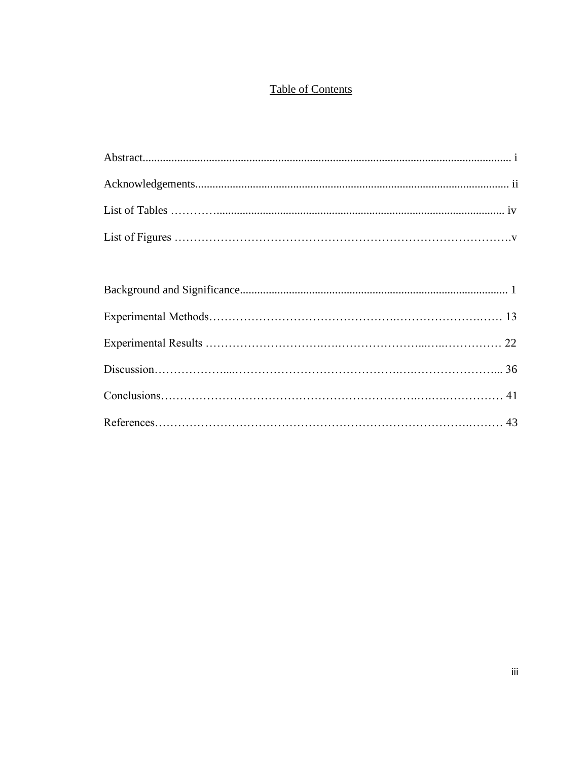# Table of Contents

Abstract .......... i

Acknowledgements .......... ii

List of Tables .......... iv

List of Figures .......... v

Background and Significance .......... 1

Experimental Methods .......... 13

Experimental Results .......... 22

Discussion .......... 36

Conclusions .......... 41

References .......... 43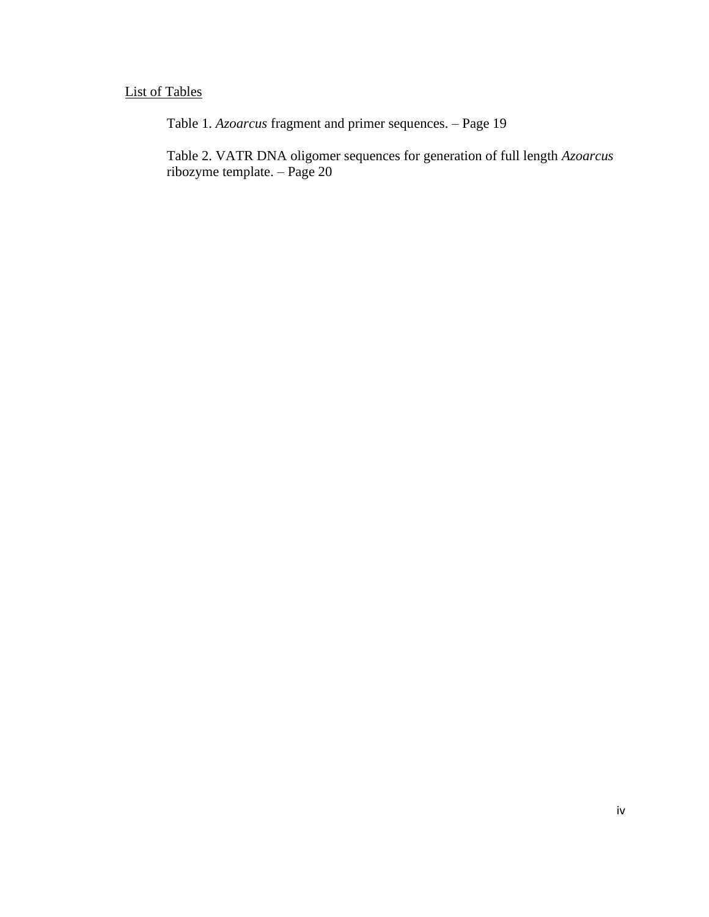List of Tables

Table 1. *Azoarcus* fragment and primer sequences. – Page 19

Table 2. VATR DNA oligomer sequences for generation of full length *Azoarcus* ribozyme template. – Page 20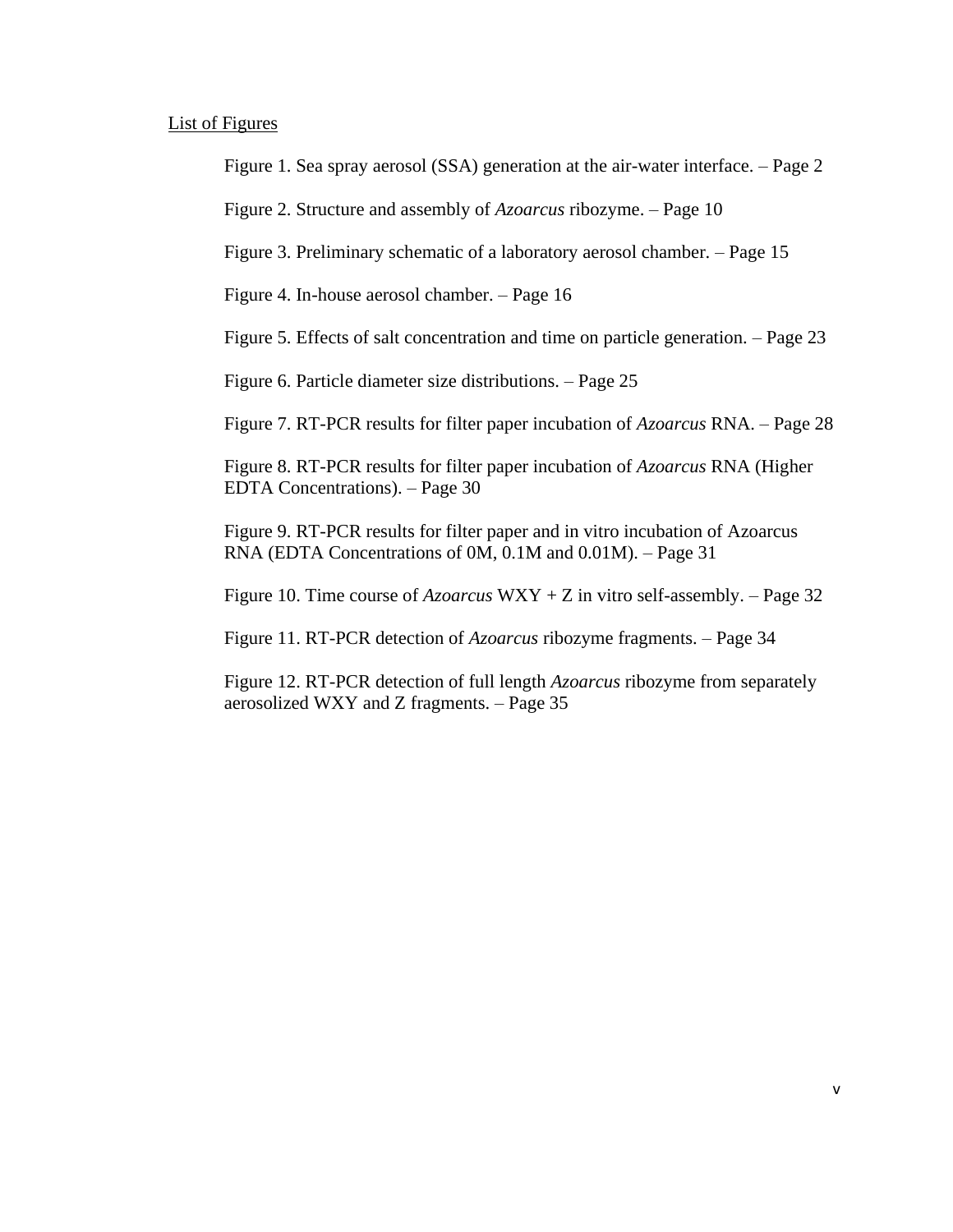## List of Figures

Figure 1. Sea spray aerosol (SSA) generation at the air-water interface. – Page 2

Figure 2. Structure and assembly of *Azoarcus* ribozyme. – Page 10

Figure 3. Preliminary schematic of a laboratory aerosol chamber. – Page 15

Figure 4. In-house aerosol chamber. – Page 16

Figure 5. Effects of salt concentration and time on particle generation. – Page 23

Figure 6. Particle diameter size distributions. – Page 25

Figure 7. RT-PCR results for filter paper incubation of *Azoarcus* RNA. – Page 28

Figure 8. RT-PCR results for filter paper incubation of *Azoarcus* RNA (Higher EDTA Concentrations). – Page 30

Figure 9. RT-PCR results for filter paper and in vitro incubation of Azoarcus RNA (EDTA Concentrations of 0M, 0.1M and 0.01M). – Page 31

Figure 10. Time course of *Azoarcus* WXY + Z in vitro self-assembly. – Page 32

Figure 11. RT-PCR detection of *Azoarcus* ribozyme fragments. – Page 34

Figure 12. RT-PCR detection of full length *Azoarcus* ribozyme from separately aerosolized WXY and Z fragments. – Page 35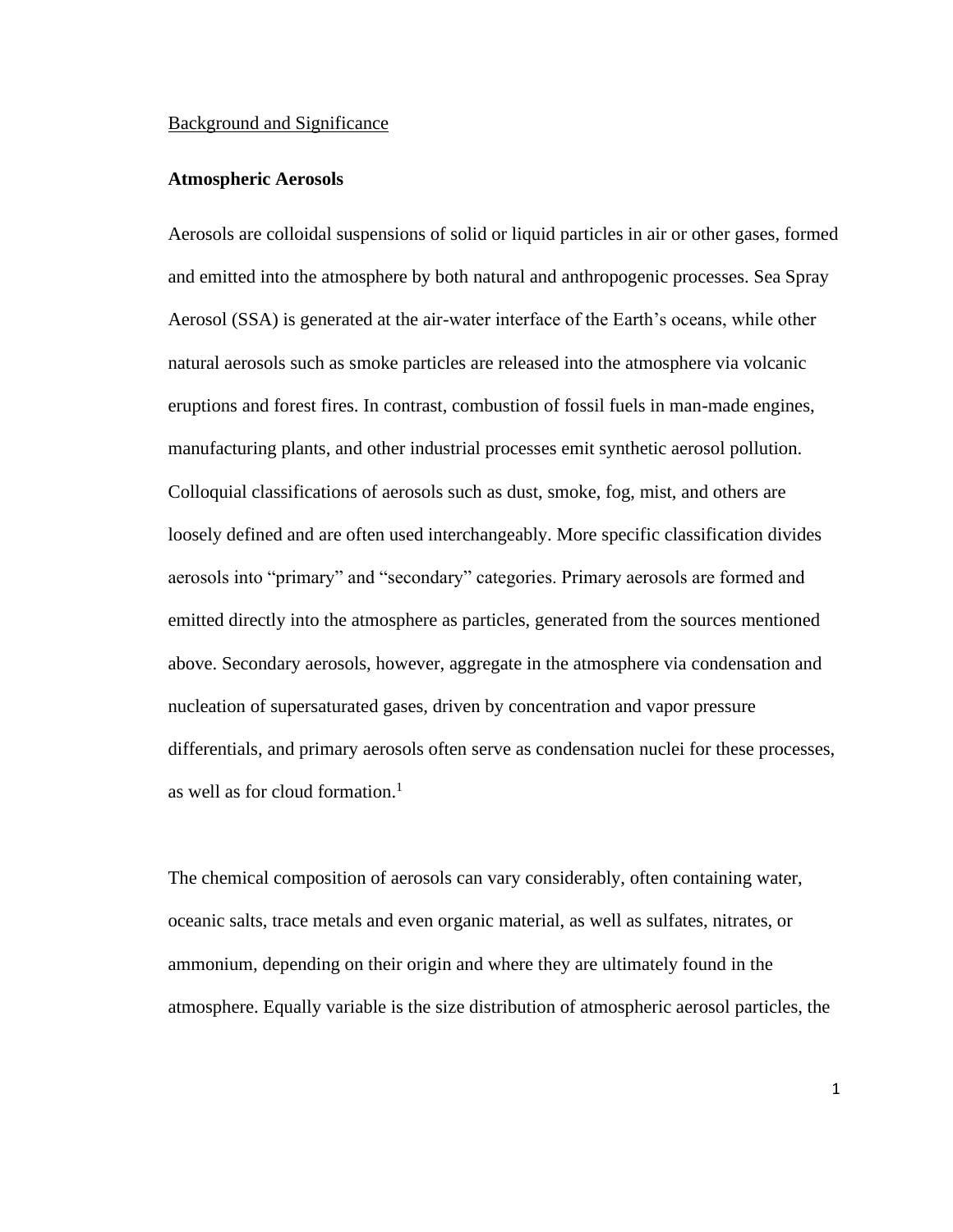Background and Significance

## Atmospheric Aerosols

Aerosols are colloidal suspensions of solid or liquid particles in air or other gases, formed and emitted into the atmosphere by both natural and anthropogenic processes. Sea Spray Aerosol (SSA) is generated at the air-water interface of the Earth's oceans, while other natural aerosols such as smoke particles are released into the atmosphere via volcanic eruptions and forest fires. In contrast, combustion of fossil fuels in man-made engines, manufacturing plants, and other industrial processes emit synthetic aerosol pollution. Colloquial classifications of aerosols such as dust, smoke, fog, mist, and others are loosely defined and are often used interchangeably. More specific classification divides aerosols into "primary" and "secondary" categories. Primary aerosols are formed and emitted directly into the atmosphere as particles, generated from the sources mentioned above. Secondary aerosols, however, aggregate in the atmosphere via condensation and nucleation of supersaturated gases, driven by concentration and vapor pressure differentials, and primary aerosols often serve as condensation nuclei for these processes, as well as for cloud formation.[1]

The chemical composition of aerosols can vary considerably, often containing water, oceanic salts, trace metals and even organic material, as well as sulfates, nitrates, or ammonium, depending on their origin and where they are ultimately found in the atmosphere. Equally variable is the size distribution of atmospheric aerosol particles, the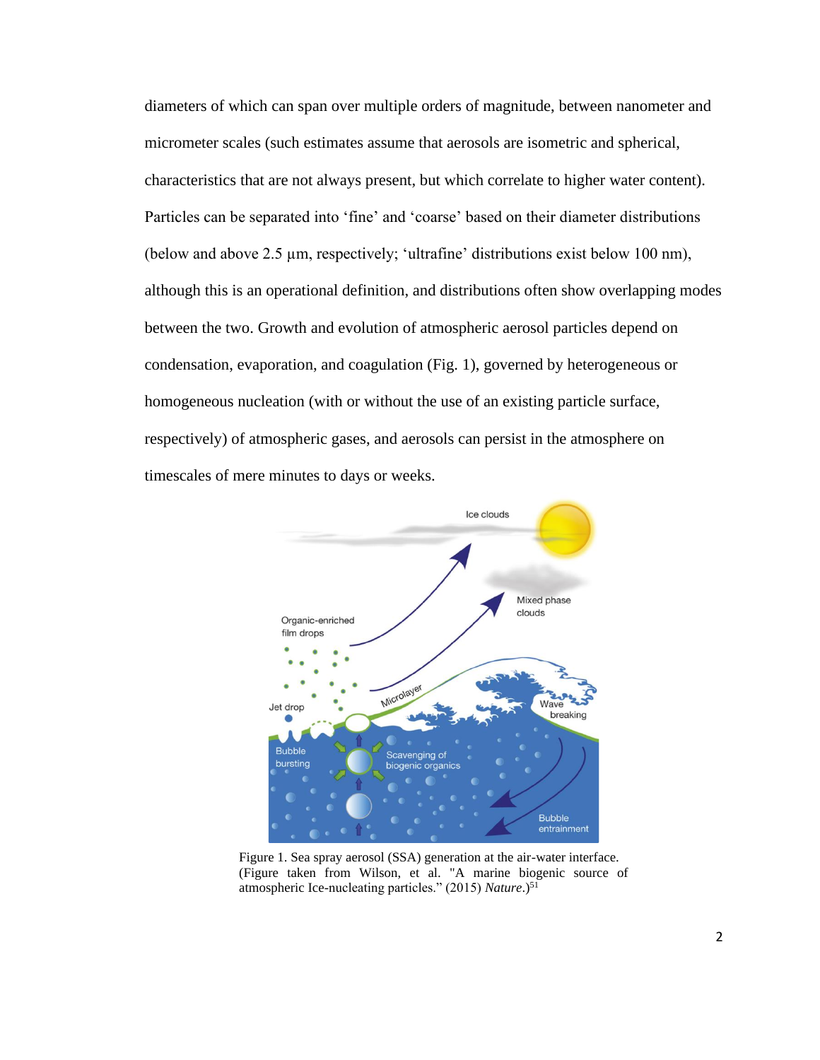diameters of which can span over multiple orders of magnitude, between nanometer and micrometer scales (such estimates assume that aerosols are isometric and spherical, characteristics that are not always present, but which correlate to higher water content). Particles can be separated into 'fine' and 'coarse' based on their diameter distributions (below and above 2.5 μm, respectively; 'ultrafine' distributions exist below 100 nm), although this is an operational definition, and distributions often show overlapping modes between the two. Growth and evolution of atmospheric aerosol particles depend on condensation, evaporation, and coagulation (Fig. 1), governed by heterogeneous or homogeneous nucleation (with or without the use of an existing particle surface, respectively) of atmospheric gases, and aerosols can persist in the atmosphere on timescales of mere minutes to days or weeks.

Figure 1. Sea spray aerosol (SSA) generation at the air-water interface. (Figure taken from Wilson, et al. "A marine biogenic source of atmospheric Ice-nucleating particles." (2015) *Nature*.)[51]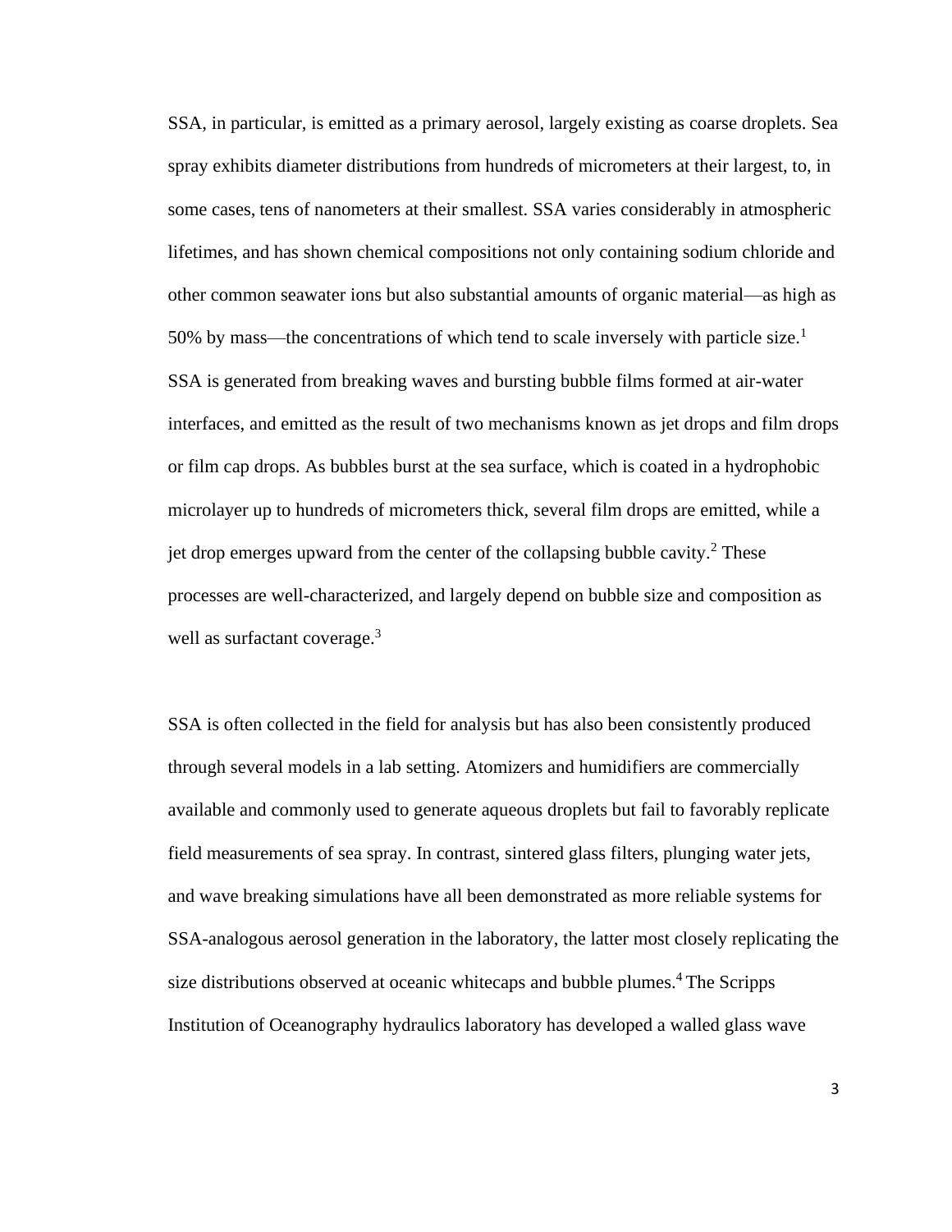SSA, in particular, is emitted as a primary aerosol, largely existing as coarse droplets. Sea spray exhibits diameter distributions from hundreds of micrometers at their largest, to, in some cases, tens of nanometers at their smallest. SSA varies considerably in atmospheric lifetimes, and has shown chemical compositions not only containing sodium chloride and other common seawater ions but also substantial amounts of organic material—as high as 50% by mass—the concentrations of which tend to scale inversely with particle size.[1] SSA is generated from breaking waves and bursting bubble films formed at air-water interfaces, and emitted as the result of two mechanisms known as jet drops and film drops or film cap drops. As bubbles burst at the sea surface, which is coated in a hydrophobic microlayer up to hundreds of micrometers thick, several film drops are emitted, while a jet drop emerges upward from the center of the collapsing bubble cavity.[2] These processes are well-characterized, and largely depend on bubble size and composition as well as surfactant coverage.[3]

SSA is often collected in the field for analysis but has also been consistently produced through several models in a lab setting. Atomizers and humidifiers are commercially available and commonly used to generate aqueous droplets but fail to favorably replicate field measurements of sea spray. In contrast, sintered glass filters, plunging water jets, and wave breaking simulations have all been demonstrated as more reliable systems for SSA-analogous aerosol generation in the laboratory, the latter most closely replicating the size distributions observed at oceanic whitecaps and bubble plumes.[4] The Scripps Institution of Oceanography hydraulics laboratory has developed a walled glass wave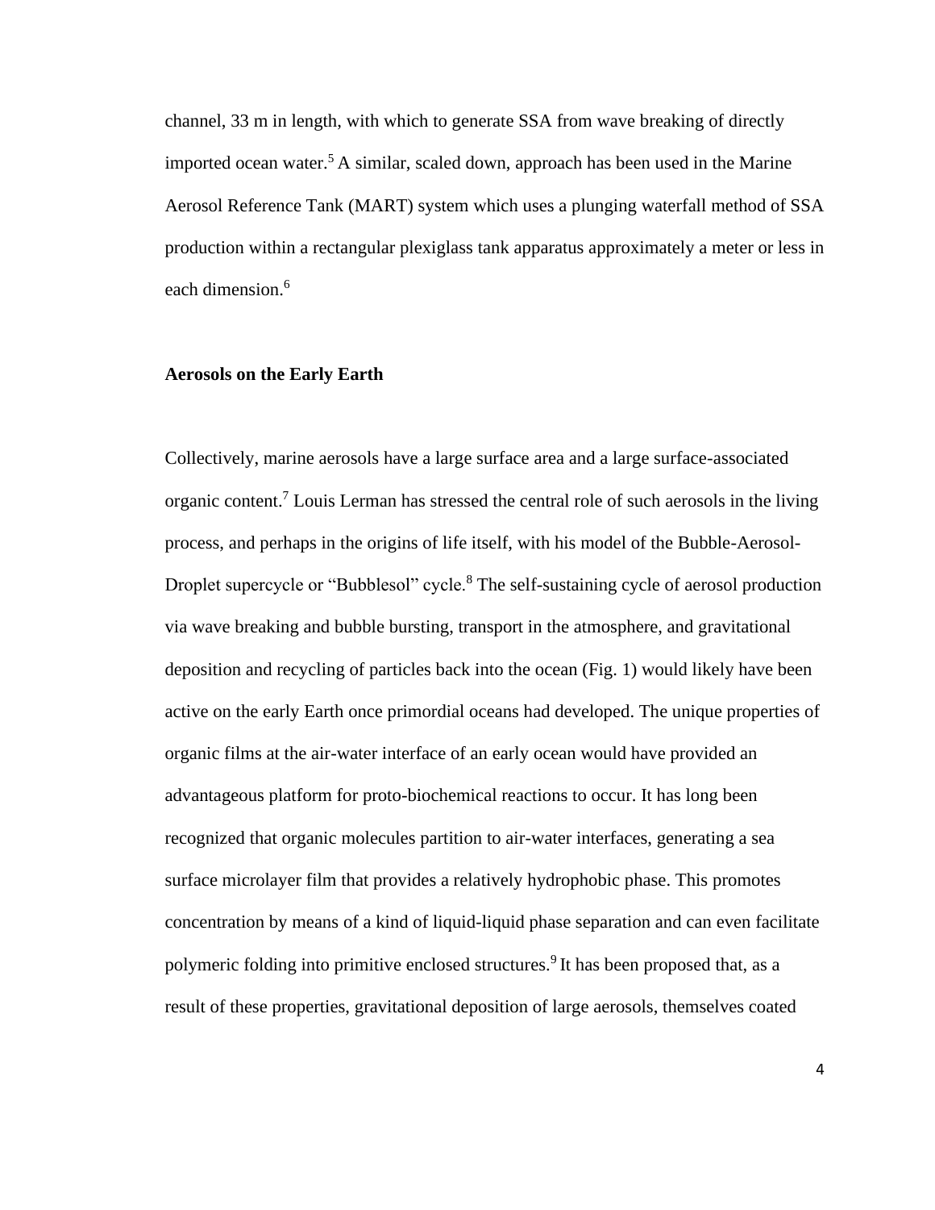channel, 33 m in length, with which to generate SSA from wave breaking of directly imported ocean water.[5] A similar, scaled down, approach has been used in the Marine Aerosol Reference Tank (MART) system which uses a plunging waterfall method of SSA production within a rectangular plexiglass tank apparatus approximately a meter or less in each dimension.[6]

**Aerosols on the Early Earth**

Collectively, marine aerosols have a large surface area and a large surface-associated organic content.[7] Louis Lerman has stressed the central role of such aerosols in the living process, and perhaps in the origins of life itself, with his model of the Bubble-Aerosol-Droplet supercycle or "Bubblesol" cycle.[8] The self-sustaining cycle of aerosol production via wave breaking and bubble bursting, transport in the atmosphere, and gravitational deposition and recycling of particles back into the ocean (Fig. 1) would likely have been active on the early Earth once primordial oceans had developed. The unique properties of organic films at the air-water interface of an early ocean would have provided an advantageous platform for proto-biochemical reactions to occur. It has long been recognized that organic molecules partition to air-water interfaces, generating a sea surface microlayer film that provides a relatively hydrophobic phase. This promotes concentration by means of a kind of liquid-liquid phase separation and can even facilitate polymeric folding into primitive enclosed structures.[9] It has been proposed that, as a result of these properties, gravitational deposition of large aerosols, themselves coated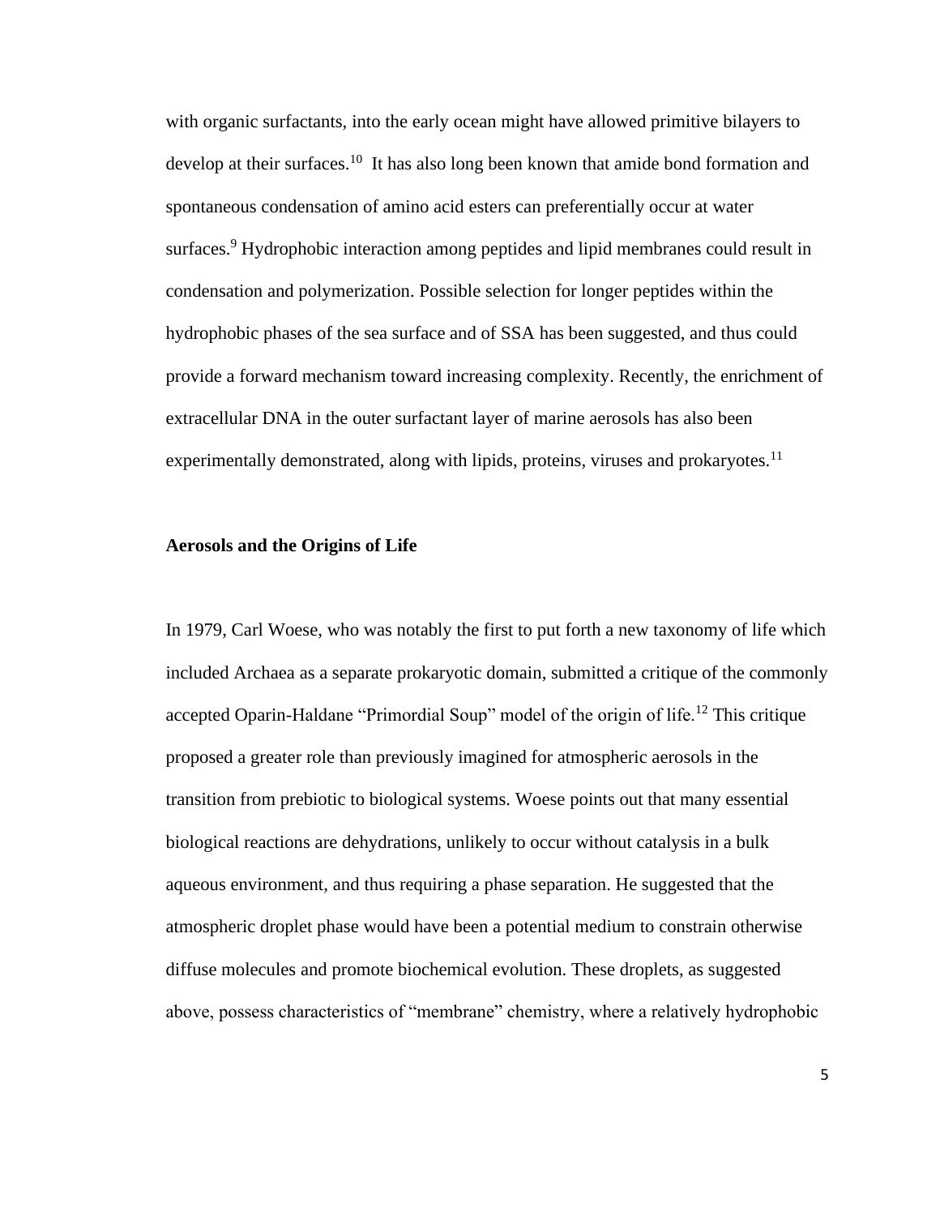with organic surfactants, into the early ocean might have allowed primitive bilayers to develop at their surfaces.[10] It has also long been known that amide bond formation and spontaneous condensation of amino acid esters can preferentially occur at water surfaces.[9] Hydrophobic interaction among peptides and lipid membranes could result in condensation and polymerization. Possible selection for longer peptides within the hydrophobic phases of the sea surface and of SSA has been suggested, and thus could provide a forward mechanism toward increasing complexity. Recently, the enrichment of extracellular DNA in the outer surfactant layer of marine aerosols has also been experimentally demonstrated, along with lipids, proteins, viruses and prokaryotes.[11]

## Aerosols and the Origins of Life

In 1979, Carl Woese, who was notably the first to put forth a new taxonomy of life which included Archaea as a separate prokaryotic domain, submitted a critique of the commonly accepted Oparin-Haldane "Primordial Soup" model of the origin of life.[12] This critique proposed a greater role than previously imagined for atmospheric aerosols in the transition from prebiotic to biological systems. Woese points out that many essential biological reactions are dehydrations, unlikely to occur without catalysis in a bulk aqueous environment, and thus requiring a phase separation. He suggested that the atmospheric droplet phase would have been a potential medium to constrain otherwise diffuse molecules and promote biochemical evolution. These droplets, as suggested above, possess characteristics of "membrane" chemistry, where a relatively hydrophobic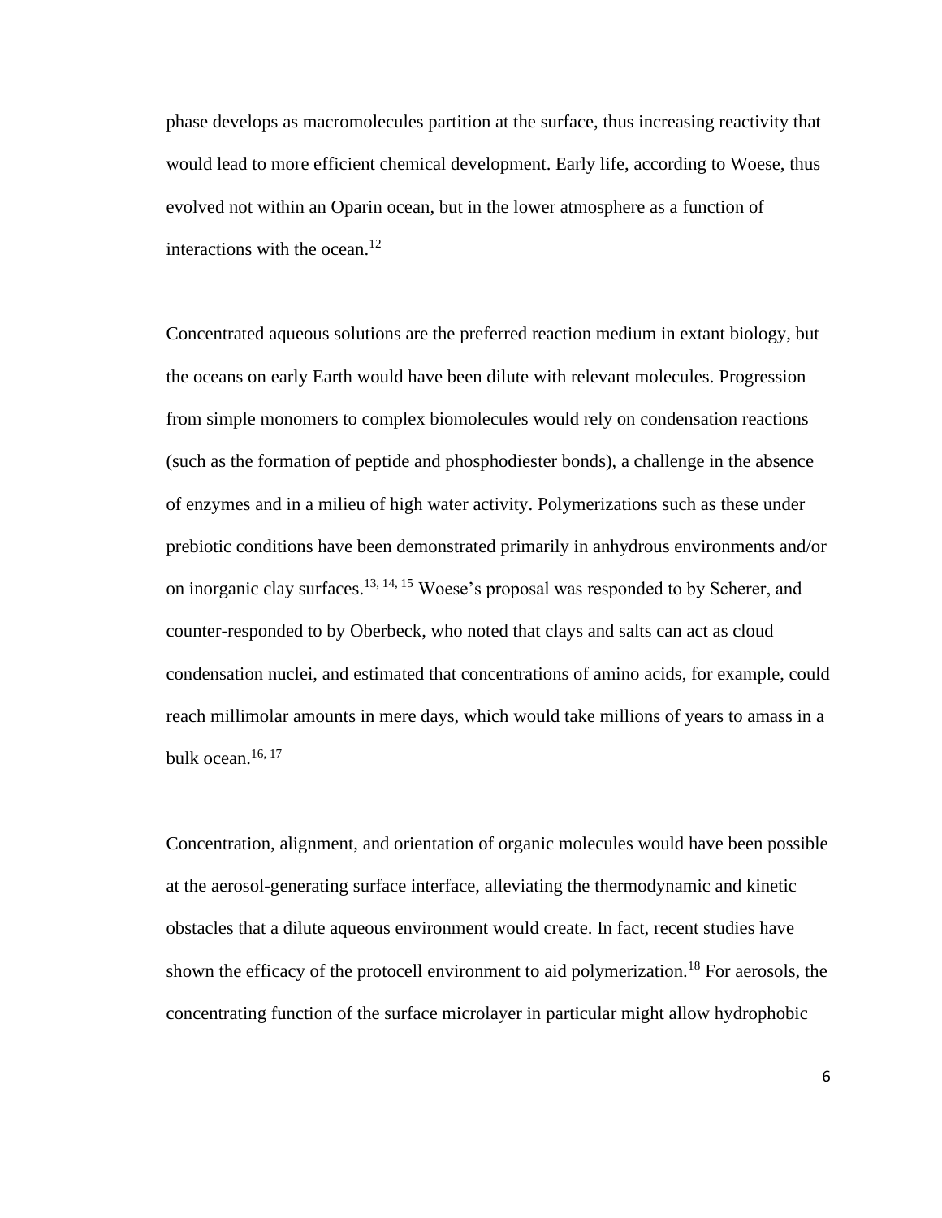phase develops as macromolecules partition at the surface, thus increasing reactivity that would lead to more efficient chemical development. Early life, according to Woese, thus evolved not within an Oparin ocean, but in the lower atmosphere as a function of interactions with the ocean.[12]

Concentrated aqueous solutions are the preferred reaction medium in extant biology, but the oceans on early Earth would have been dilute with relevant molecules. Progression from simple monomers to complex biomolecules would rely on condensation reactions (such as the formation of peptide and phosphodiester bonds), a challenge in the absence of enzymes and in a milieu of high water activity. Polymerizations such as these under prebiotic conditions have been demonstrated primarily in anhydrous environments and/or on inorganic clay surfaces.[13, 14, 15] Woese's proposal was responded to by Scherer, and counter-responded to by Oberbeck, who noted that clays and salts can act as cloud condensation nuclei, and estimated that concentrations of amino acids, for example, could reach millimolar amounts in mere days, which would take millions of years to amass in a bulk ocean.[16, 17]

Concentration, alignment, and orientation of organic molecules would have been possible at the aerosol-generating surface interface, alleviating the thermodynamic and kinetic obstacles that a dilute aqueous environment would create. In fact, recent studies have shown the efficacy of the protocell environment to aid polymerization.[18] For aerosols, the concentrating function of the surface microlayer in particular might allow hydrophobic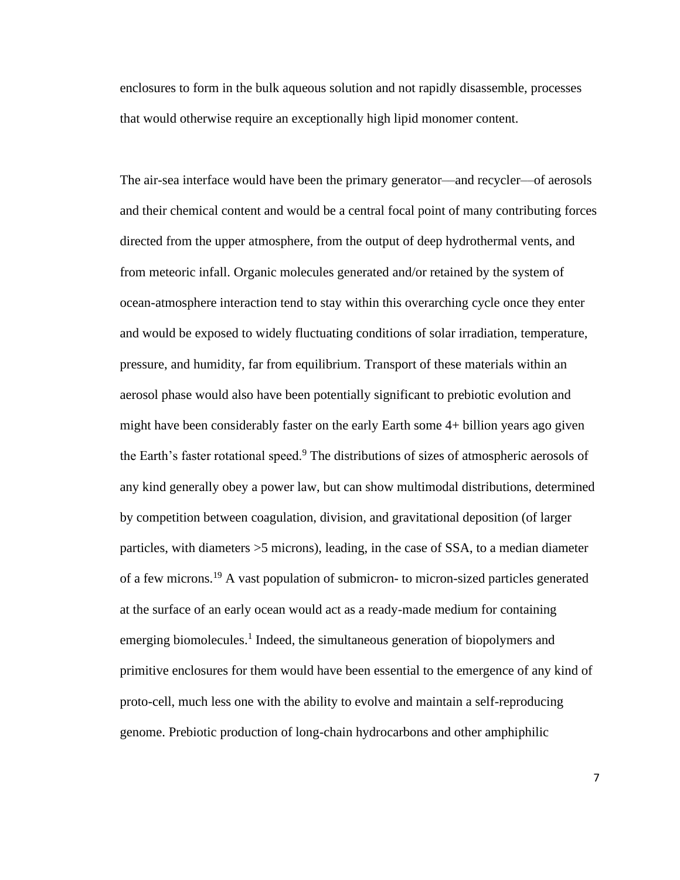enclosures to form in the bulk aqueous solution and not rapidly disassemble, processes that would otherwise require an exceptionally high lipid monomer content.

The air-sea interface would have been the primary generator—and recycler—of aerosols and their chemical content and would be a central focal point of many contributing forces directed from the upper atmosphere, from the output of deep hydrothermal vents, and from meteoric infall. Organic molecules generated and/or retained by the system of ocean-atmosphere interaction tend to stay within this overarching cycle once they enter and would be exposed to widely fluctuating conditions of solar irradiation, temperature, pressure, and humidity, far from equilibrium. Transport of these materials within an aerosol phase would also have been potentially significant to prebiotic evolution and might have been considerably faster on the early Earth some 4+ billion years ago given the Earth's faster rotational speed.[9] The distributions of sizes of atmospheric aerosols of any kind generally obey a power law, but can show multimodal distributions, determined by competition between coagulation, division, and gravitational deposition (of larger particles, with diameters >5 microns), leading, in the case of SSA, to a median diameter of a few microns.[19] A vast population of submicron- to micron-sized particles generated at the surface of an early ocean would act as a ready-made medium for containing emerging biomolecules.[1] Indeed, the simultaneous generation of biopolymers and primitive enclosures for them would have been essential to the emergence of any kind of proto-cell, much less one with the ability to evolve and maintain a self-reproducing genome. Prebiotic production of long-chain hydrocarbons and other amphiphilic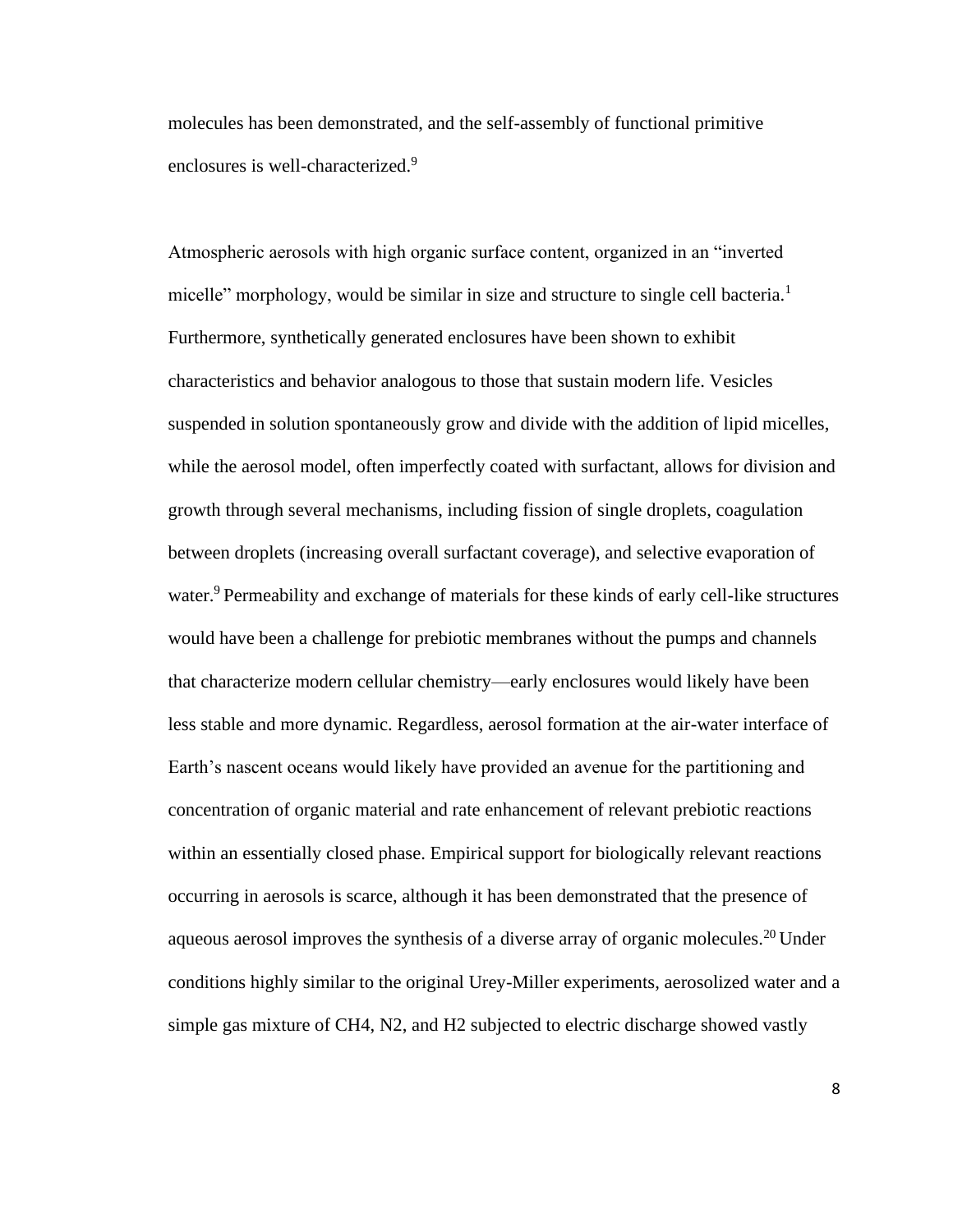molecules has been demonstrated, and the self-assembly of functional primitive enclosures is well-characterized.[9]

Atmospheric aerosols with high organic surface content, organized in an "inverted micelle" morphology, would be similar in size and structure to single cell bacteria.[1] Furthermore, synthetically generated enclosures have been shown to exhibit characteristics and behavior analogous to those that sustain modern life. Vesicles suspended in solution spontaneously grow and divide with the addition of lipid micelles, while the aerosol model, often imperfectly coated with surfactant, allows for division and growth through several mechanisms, including fission of single droplets, coagulation between droplets (increasing overall surfactant coverage), and selective evaporation of water.[9] Permeability and exchange of materials for these kinds of early cell-like structures would have been a challenge for prebiotic membranes without the pumps and channels that characterize modern cellular chemistry—early enclosures would likely have been less stable and more dynamic. Regardless, aerosol formation at the air-water interface of Earth's nascent oceans would likely have provided an avenue for the partitioning and concentration of organic material and rate enhancement of relevant prebiotic reactions within an essentially closed phase. Empirical support for biologically relevant reactions occurring in aerosols is scarce, although it has been demonstrated that the presence of aqueous aerosol improves the synthesis of a diverse array of organic molecules.[20] Under conditions highly similar to the original Urey-Miller experiments, aerosolized water and a simple gas mixture of $CH_4$, $N_2$, and $H_2$ subjected to electric discharge showed vastly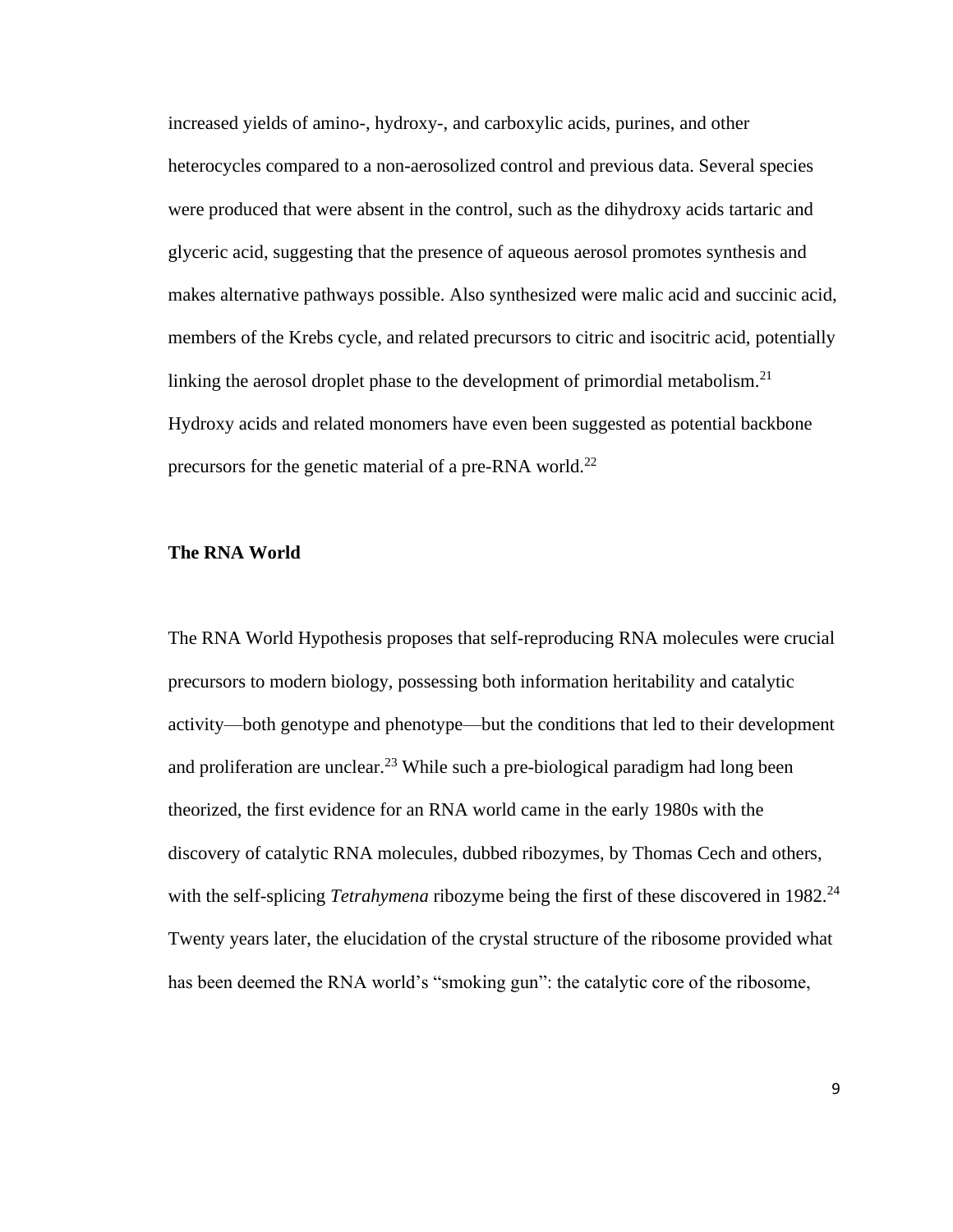increased yields of amino-, hydroxy-, and carboxylic acids, purines, and other heterocycles compared to a non-aerosolized control and previous data. Several species were produced that were absent in the control, such as the dihydroxy acids tartaric and glyceric acid, suggesting that the presence of aqueous aerosol promotes synthesis and makes alternative pathways possible. Also synthesized were malic acid and succinic acid, members of the Krebs cycle, and related precursors to citric and isocitric acid, potentially linking the aerosol droplet phase to the development of primordial metabolism.[21] Hydroxy acids and related monomers have even been suggested as potential backbone precursors for the genetic material of a pre-RNA world.[22]

## The RNA World

The RNA World Hypothesis proposes that self-reproducing RNA molecules were crucial precursors to modern biology, possessing both information heritability and catalytic activity—both genotype and phenotype—but the conditions that led to their development and proliferation are unclear.[23] While such a pre-biological paradigm had long been theorized, the first evidence for an RNA world came in the early 1980s with the discovery of catalytic RNA molecules, dubbed ribozymes, by Thomas Cech and others, with the self-splicing *Tetrahymena* ribozyme being the first of these discovered in 1982.[24] Twenty years later, the elucidation of the crystal structure of the ribosome provided what has been deemed the RNA world's "smoking gun": the catalytic core of the ribosome,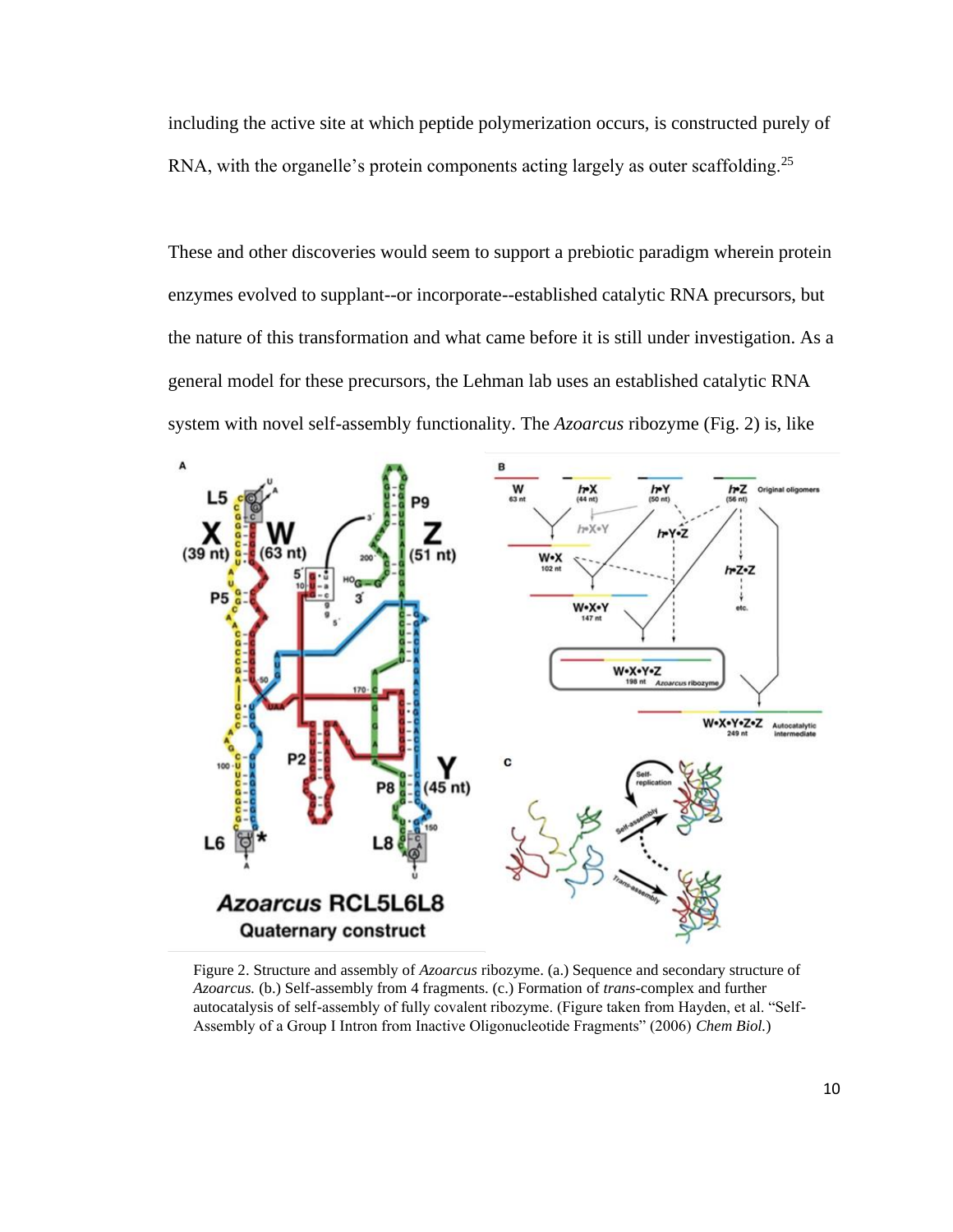including the active site at which peptide polymerization occurs, is constructed purely of RNA, with the organelle's protein components acting largely as outer scaffolding.[25]

These and other discoveries would seem to support a prebiotic paradigm wherein protein enzymes evolved to supplant--or incorporate--established catalytic RNA precursors, but the nature of this transformation and what came before it is still under investigation. As a general model for these precursors, the Lehman lab uses an established catalytic RNA system with novel self-assembly functionality. The *Azoarcus* ribozyme (Fig. 2) is, like

Figure 2. Structure and assembly of *Azoarcus* ribozyme. (a.) Sequence and secondary structure of *Azoarcus.* (b.) Self-assembly from 4 fragments. (c.) Formation of *trans*-complex and further autocatalysis of self-assembly of fully covalent ribozyme. (Figure taken from Hayden, et al. "Self-Assembly of a Group I Intron from Inactive Oligonucleotide Fragments" (2006) *Chem Biol.*)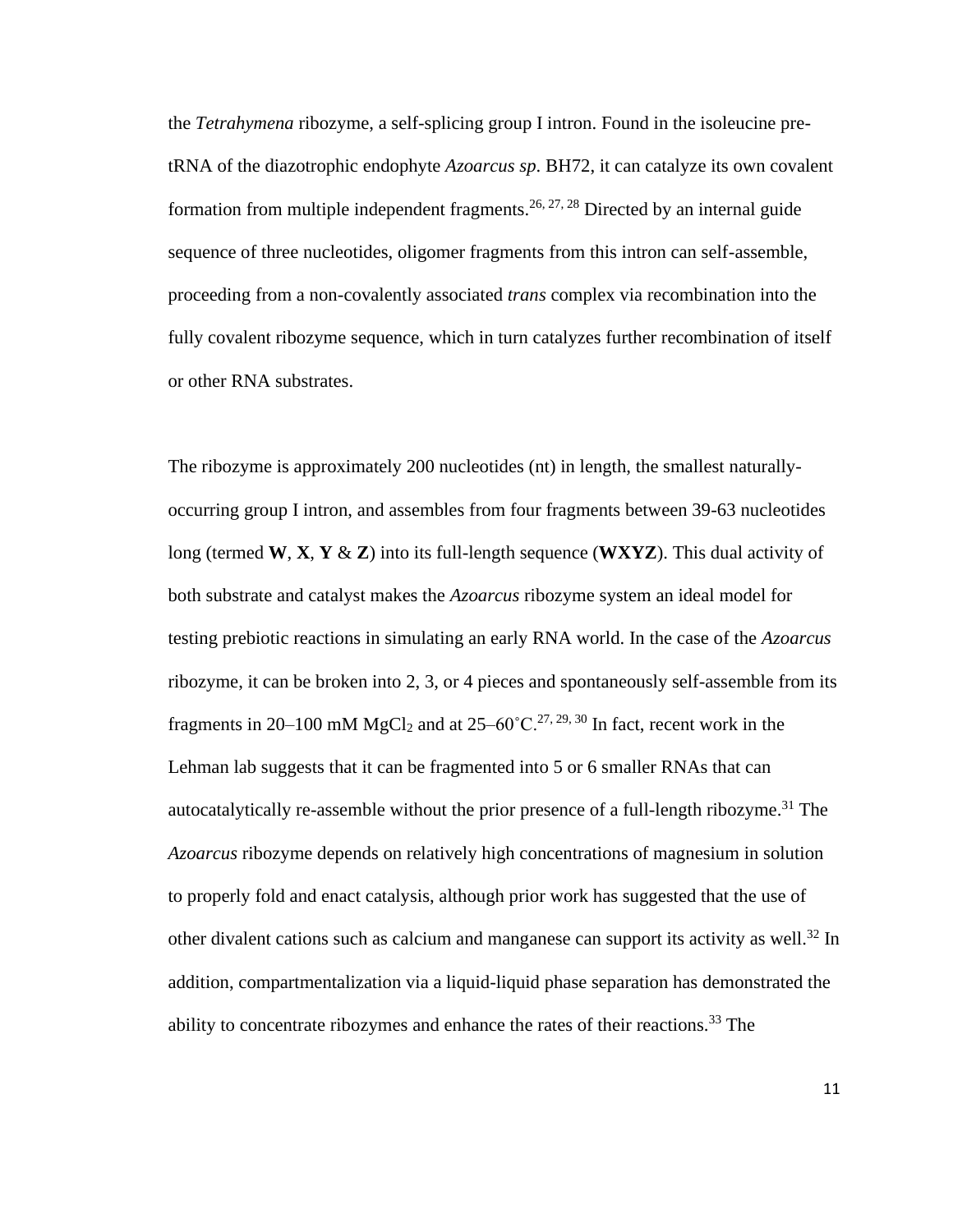the *Tetrahymena* ribozyme, a self-splicing group I intron. Found in the isoleucine pre-tRNA of the diazotrophic endophyte *Azoarcus sp*. BH72, it can catalyze its own covalent formation from multiple independent fragments.[26, 27, 28] Directed by an internal guide sequence of three nucleotides, oligomer fragments from this intron can self-assemble, proceeding from a non-covalently associated *trans* complex via recombination into the fully covalent ribozyme sequence, which in turn catalyzes further recombination of itself or other RNA substrates.

The ribozyme is approximately 200 nucleotides (nt) in length, the smallest naturally-occurring group I intron, and assembles from four fragments between 39-63 nucleotides long (termed **W**, **X**, **Y** & **Z**) into its full-length sequence (**WXYZ**). This dual activity of both substrate and catalyst makes the *Azoarcus* ribozyme system an ideal model for testing prebiotic reactions in simulating an early RNA world. In the case of the *Azoarcus* ribozyme, it can be broken into 2, 3, or 4 pieces and spontaneously self-assemble from its fragments in 20–100 mM $MgCl_2$ and at 25–60˚C.[27, 29, 30] In fact, recent work in the Lehman lab suggests that it can be fragmented into 5 or 6 smaller RNAs that can autocatalytically re-assemble without the prior presence of a full-length ribozyme.[31] The *Azoarcus* ribozyme depends on relatively high concentrations of magnesium in solution to properly fold and enact catalysis, although prior work has suggested that the use of other divalent cations such as calcium and manganese can support its activity as well.[32] In addition, compartmentalization via a liquid-liquid phase separation has demonstrated the ability to concentrate ribozymes and enhance the rates of their reactions.[33] The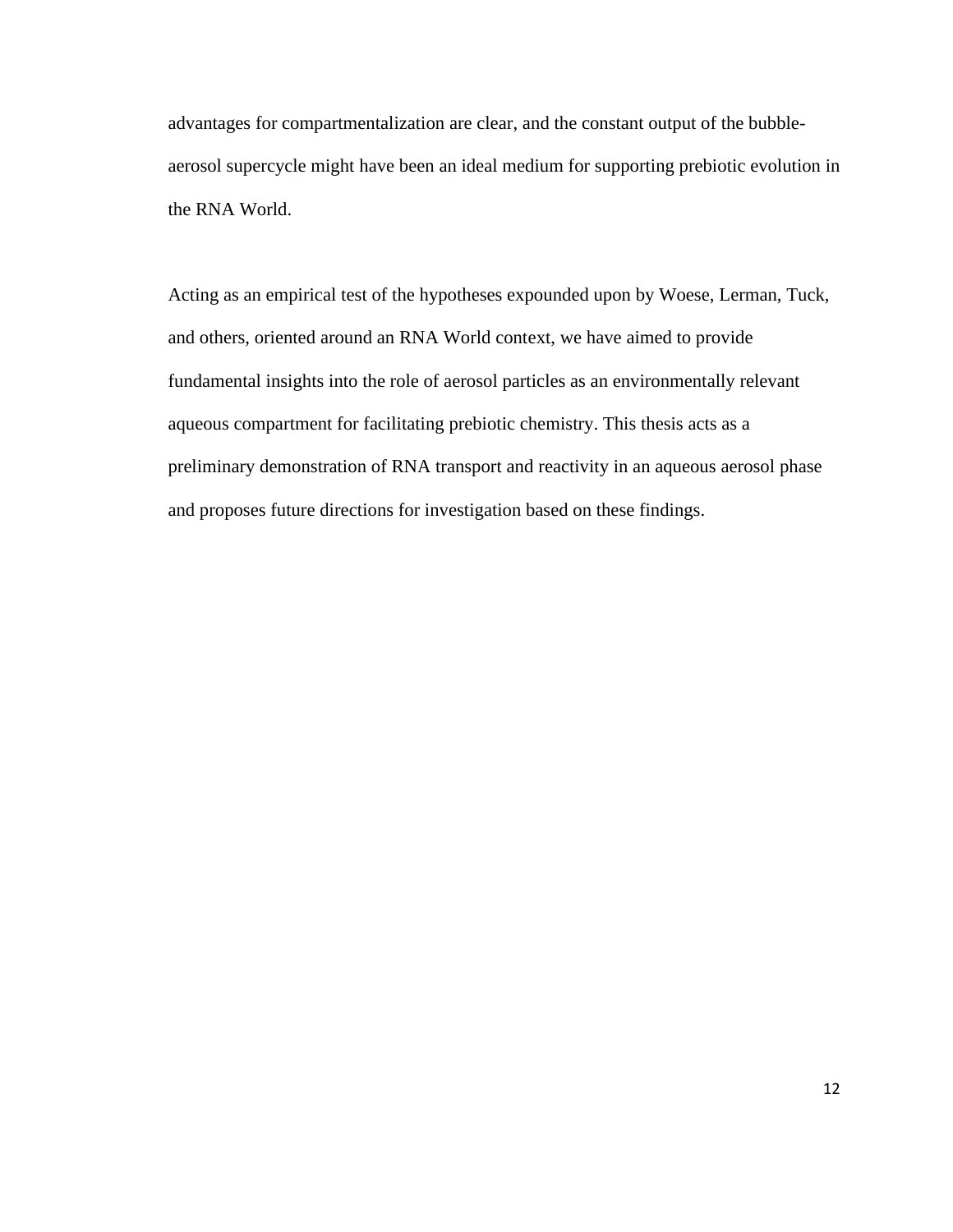advantages for compartmentalization are clear, and the constant output of the bubble-aerosol supercycle might have been an ideal medium for supporting prebiotic evolution in the RNA World.

Acting as an empirical test of the hypotheses expounded upon by Woese, Lerman, Tuck, and others, oriented around an RNA World context, we have aimed to provide fundamental insights into the role of aerosol particles as an environmentally relevant aqueous compartment for facilitating prebiotic chemistry. This thesis acts as a preliminary demonstration of RNA transport and reactivity in an aqueous aerosol phase and proposes future directions for investigation based on these findings.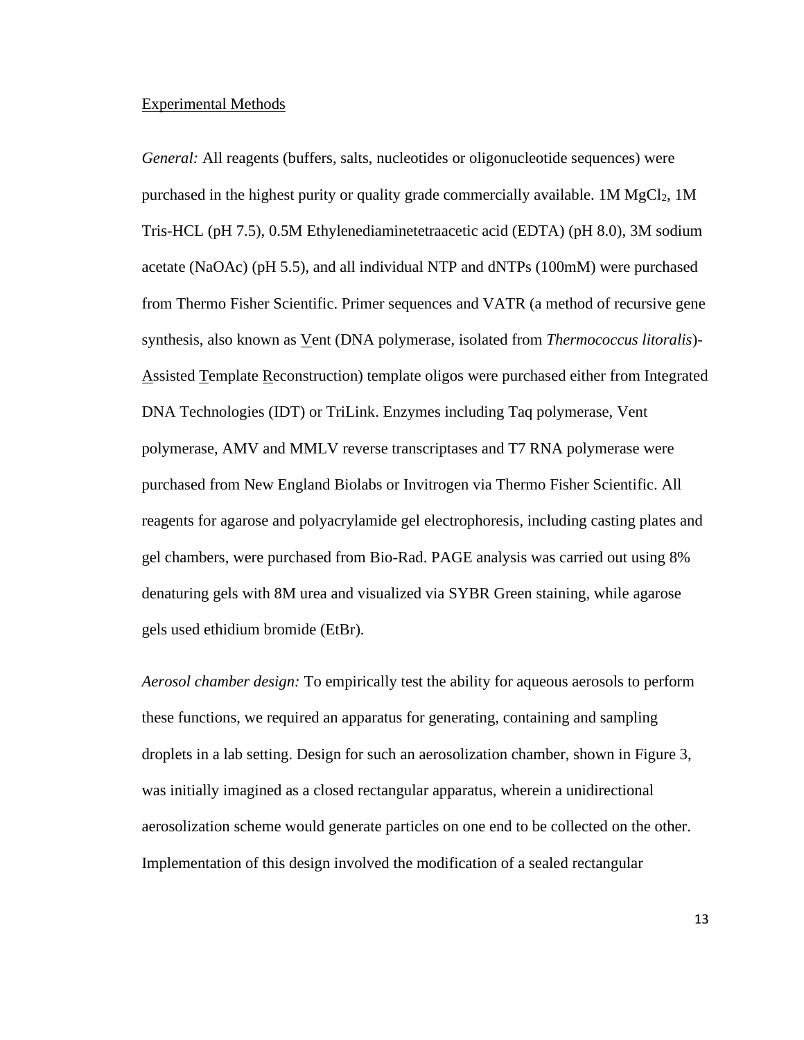Experimental Methods

*General:* All reagents (buffers, salts, nucleotides or oligonucleotide sequences) were purchased in the highest purity or quality grade commercially available. 1M $MgCl_2$, 1M Tris-HCL (pH 7.5), 0.5M Ethylenediaminetetraacetic acid (EDTA) (pH 8.0), 3M sodium acetate (NaOAc) (pH 5.5), and all individual NTP and dNTPs (100mM) were purchased from Thermo Fisher Scientific. Primer sequences and VATR (a method of recursive gene synthesis, also known as Vent (DNA polymerase, isolated from *Thermococcus litoralis*)-Assisted Template Reconstruction) template oligos were purchased either from Integrated DNA Technologies (IDT) or TriLink. Enzymes including Taq polymerase, Vent polymerase, AMV and MMLV reverse transcriptases and T7 RNA polymerase were purchased from New England Biolabs or Invitrogen via Thermo Fisher Scientific. All reagents for agarose and polyacrylamide gel electrophoresis, including casting plates and gel chambers, were purchased from Bio-Rad. PAGE analysis was carried out using 8% denaturing gels with 8M urea and visualized via SYBR Green staining, while agarose gels used ethidium bromide (EtBr).

*Aerosol chamber design:* To empirically test the ability for aqueous aerosols to perform these functions, we required an apparatus for generating, containing and sampling droplets in a lab setting. Design for such an aerosolization chamber, shown in Figure 3, was initially imagined as a closed rectangular apparatus, wherein a unidirectional aerosolization scheme would generate particles on one end to be collected on the other. Implementation of this design involved the modification of a sealed rectangular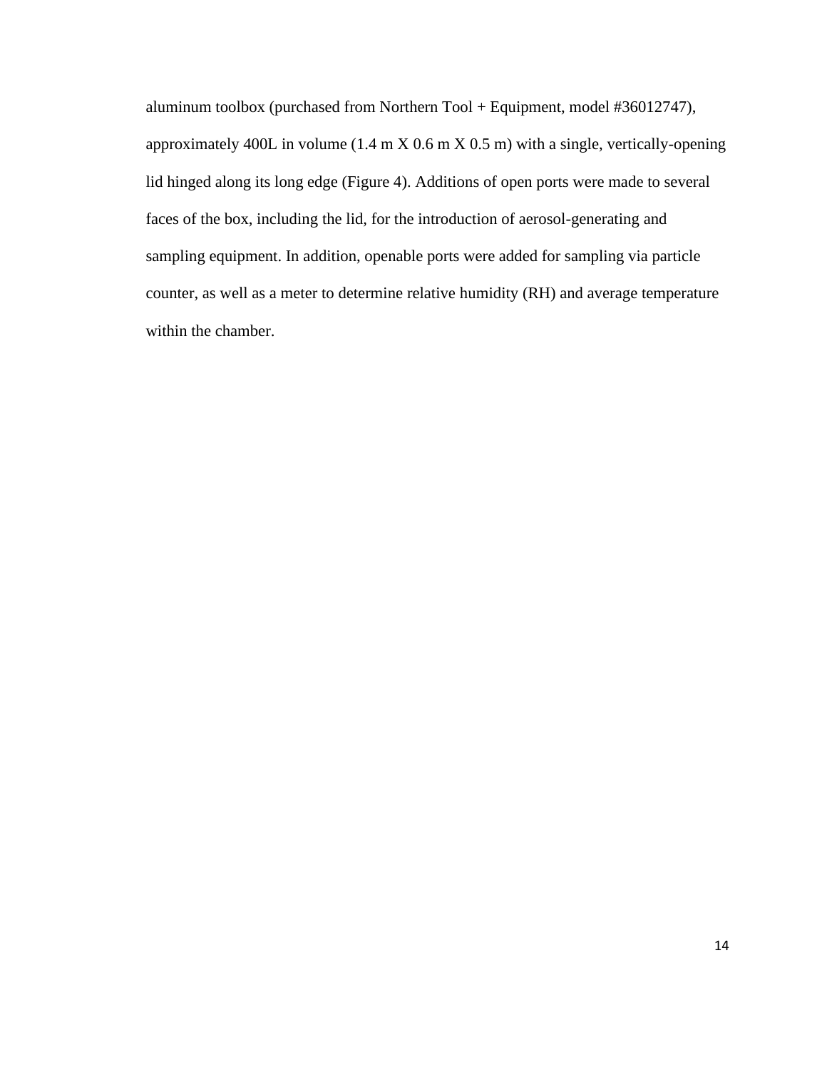aluminum toolbox (purchased from Northern Tool + Equipment, model #36012747), approximately 400L in volume (1.4 m X 0.6 m X 0.5 m) with a single, vertically-opening lid hinged along its long edge (Figure 4). Additions of open ports were made to several faces of the box, including the lid, for the introduction of aerosol-generating and sampling equipment. In addition, openable ports were added for sampling via particle counter, as well as a meter to determine relative humidity (RH) and average temperature within the chamber.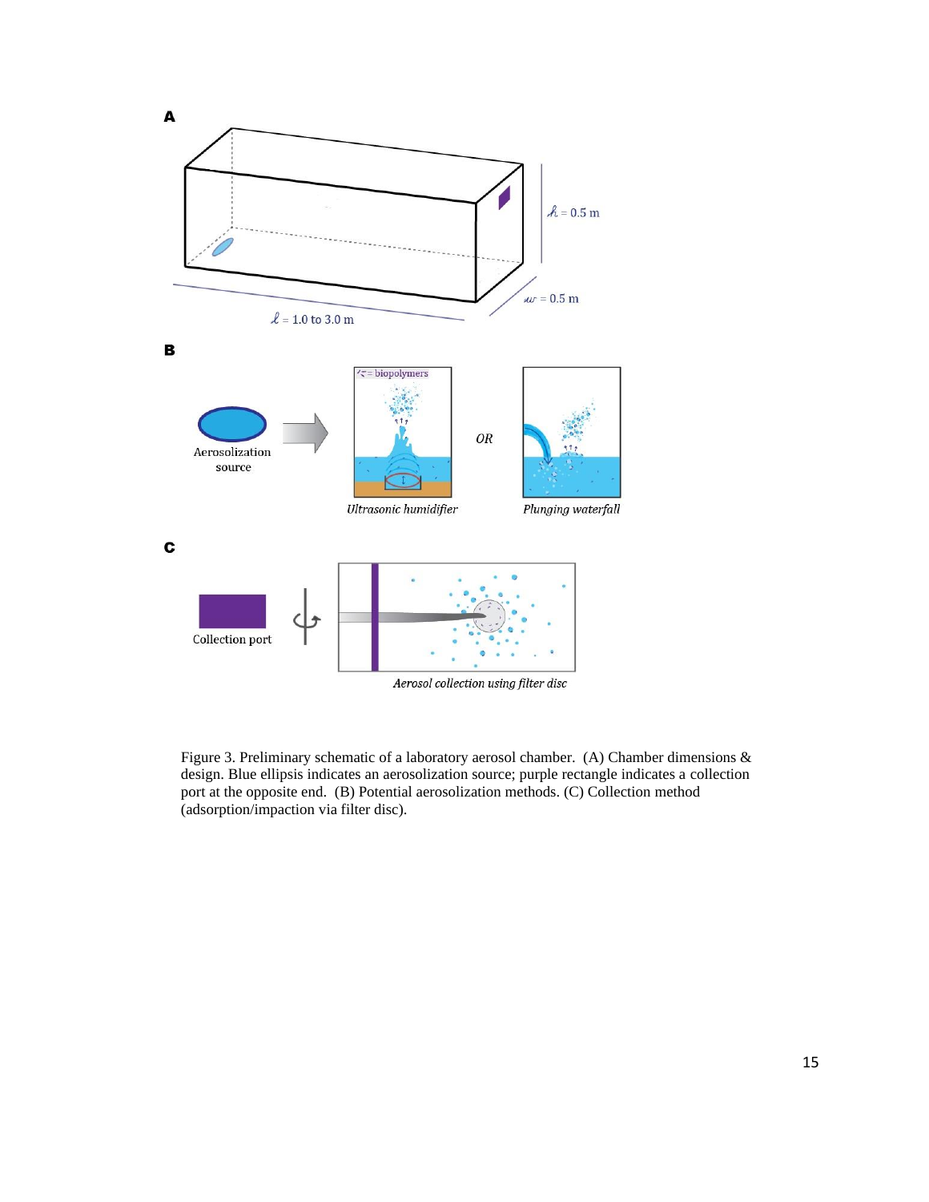Figure 3. Preliminary schematic of a laboratory aerosol chamber. (A) Chamber dimensions & design. Blue ellipsis indicates an aerosolization source; purple rectangle indicates a collection port at the opposite end. (B) Potential aerosolization methods. (C) Collection method (adsorption/impaction via filter disc).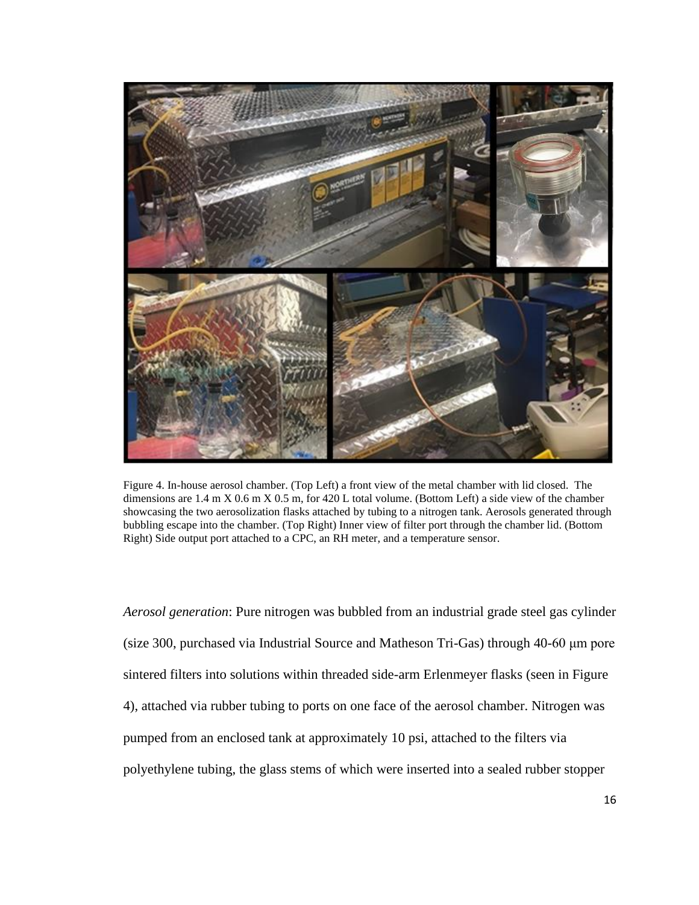Figure 4. In-house aerosol chamber. (Top Left) a front view of the metal chamber with lid closed. The dimensions are 1.4 m X 0.6 m X 0.5 m, for 420 L total volume. (Bottom Left) a side view of the chamber showcasing the two aerosolization flasks attached by tubing to a nitrogen tank. Aerosols generated through bubbling escape into the chamber. (Top Right) Inner view of filter port through the chamber lid. (Bottom Right) Side output port attached to a CPC, an RH meter, and a temperature sensor.

*Aerosol generation*: Pure nitrogen was bubbled from an industrial grade steel gas cylinder (size 300, purchased via Industrial Source and Matheson Tri-Gas) through 40-60 μm pore sintered filters into solutions within threaded side-arm Erlenmeyer flasks (seen in Figure 4), attached via rubber tubing to ports on one face of the aerosol chamber. Nitrogen was pumped from an enclosed tank at approximately 10 psi, attached to the filters via polyethylene tubing, the glass stems of which were inserted into a sealed rubber stopper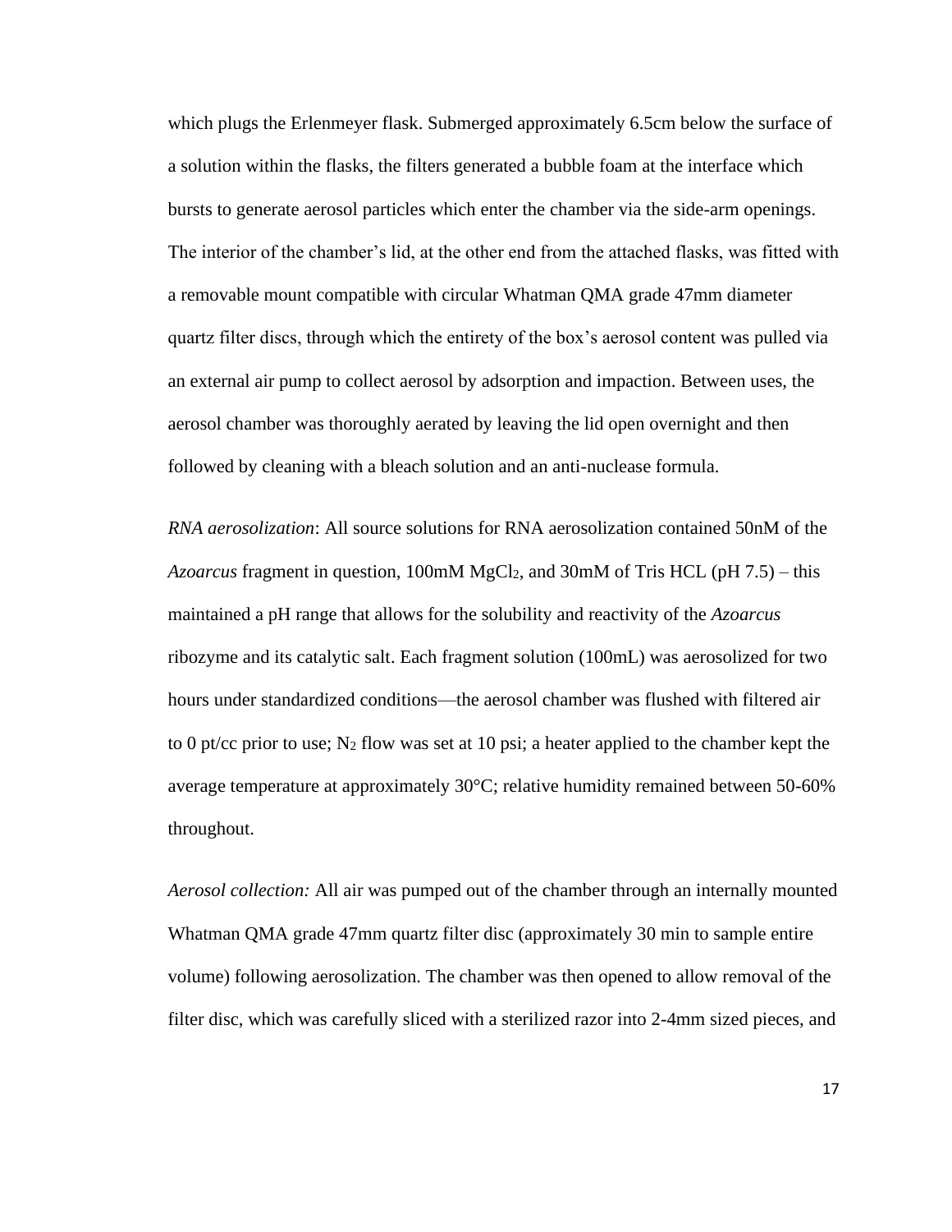which plugs the Erlenmeyer flask. Submerged approximately 6.5cm below the surface of a solution within the flasks, the filters generated a bubble foam at the interface which bursts to generate aerosol particles which enter the chamber via the side-arm openings. The interior of the chamber's lid, at the other end from the attached flasks, was fitted with a removable mount compatible with circular Whatman QMA grade 47mm diameter quartz filter discs, through which the entirety of the box's aerosol content was pulled via an external air pump to collect aerosol by adsorption and impaction. Between uses, the aerosol chamber was thoroughly aerated by leaving the lid open overnight and then followed by cleaning with a bleach solution and an anti-nuclease formula.

*RNA aerosolization*: All source solutions for RNA aerosolization contained 50nM of the *Azoarcus* fragment in question, 100mM $MgCl_2$, and 30mM of Tris HCL (pH 7.5) – this maintained a pH range that allows for the solubility and reactivity of the *Azoarcus* ribozyme and its catalytic salt. Each fragment solution (100mL) was aerosolized for two hours under standardized conditions—the aerosol chamber was flushed with filtered air to 0 pt/cc prior to use; $N_2$ flow was set at 10 psi; a heater applied to the chamber kept the average temperature at approximately 30°C; relative humidity remained between 50-60% throughout.

*Aerosol collection:* All air was pumped out of the chamber through an internally mounted Whatman QMA grade 47mm quartz filter disc (approximately 30 min to sample entire volume) following aerosolization. The chamber was then opened to allow removal of the filter disc, which was carefully sliced with a sterilized razor into 2-4mm sized pieces, and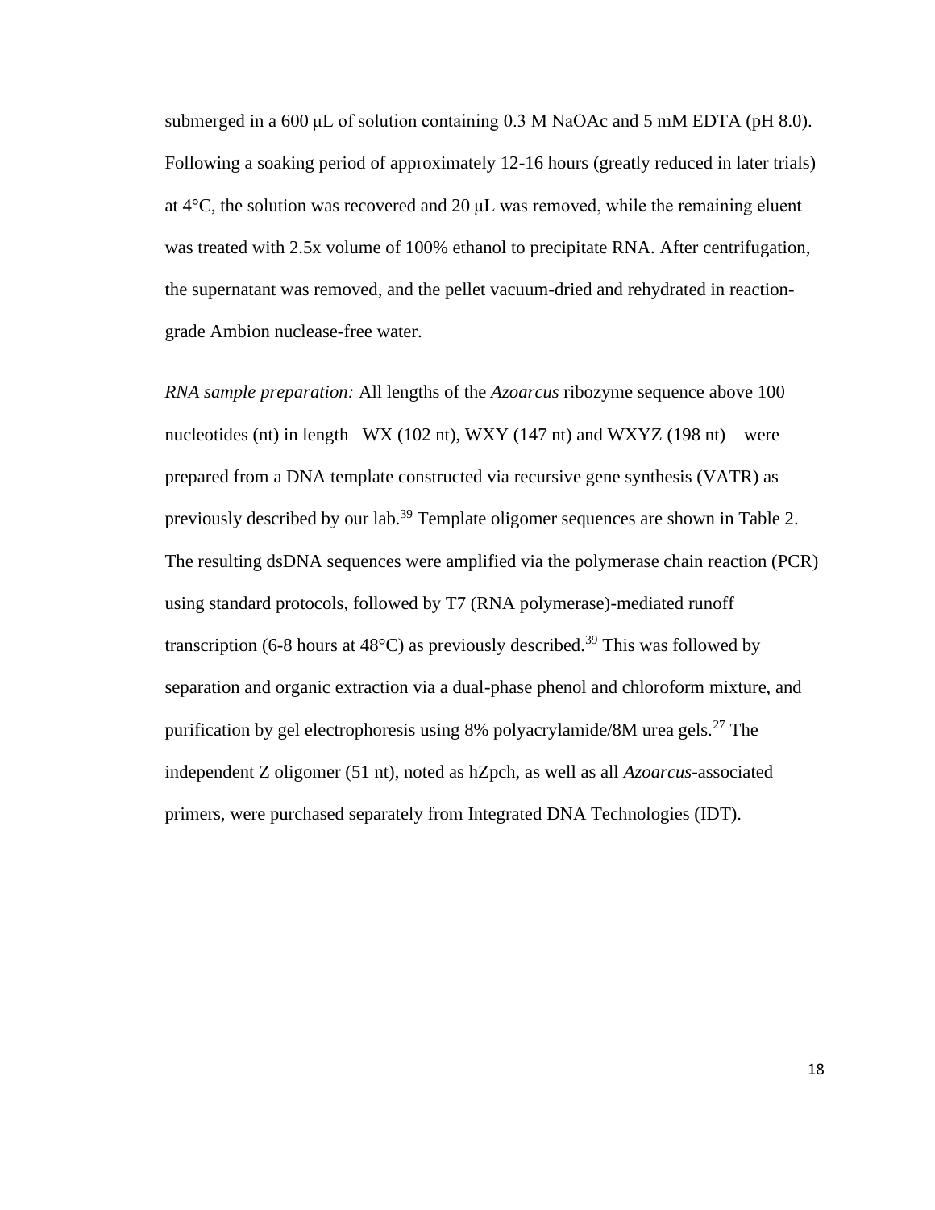submerged in a 600 μL of solution containing 0.3 M NaOAc and 5 mM EDTA (pH 8.0). Following a soaking period of approximately 12-16 hours (greatly reduced in later trials) at 4°C, the solution was recovered and 20 μL was removed, while the remaining eluent was treated with 2.5x volume of 100% ethanol to precipitate RNA. After centrifugation, the supernatant was removed, and the pellet vacuum-dried and rehydrated in reaction-grade Ambion nuclease-free water.

*RNA sample preparation:* All lengths of the *Azoarcus* ribozyme sequence above 100 nucleotides (nt) in length– WX (102 nt), WXY (147 nt) and WXYZ (198 nt) – were prepared from a DNA template constructed via recursive gene synthesis (VATR) as previously described by our lab.[39] Template oligomer sequences are shown in Table 2. The resulting dsDNA sequences were amplified via the polymerase chain reaction (PCR) using standard protocols, followed by T7 (RNA polymerase)-mediated runoff transcription (6-8 hours at 48°C) as previously described.[39] This was followed by separation and organic extraction via a dual-phase phenol and chloroform mixture, and purification by gel electrophoresis using 8% polyacrylamide/8M urea gels.[27] The independent Z oligomer (51 nt), noted as hZpch, as well as all *Azoarcus*-associated primers, were purchased separately from Integrated DNA Technologies (IDT).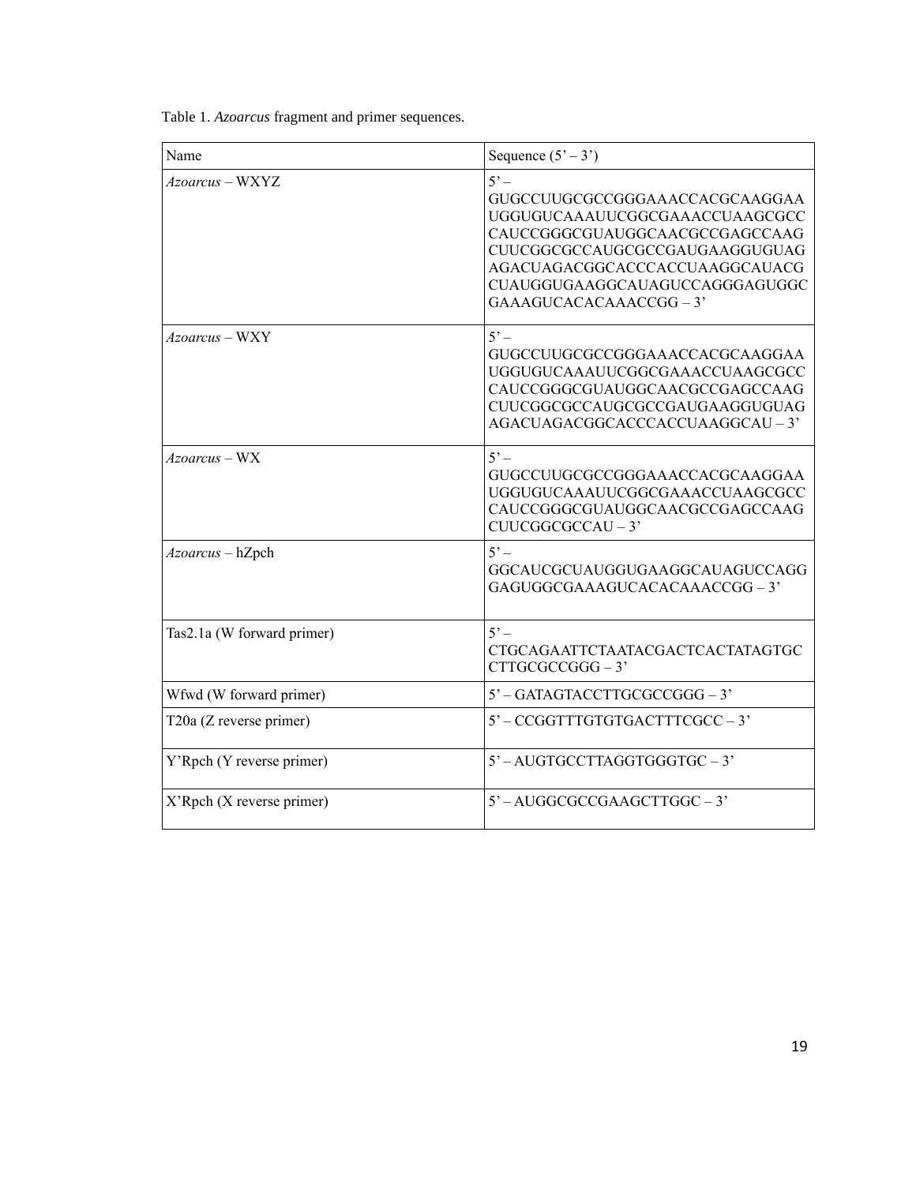Table 1. *Azoarcus* fragment and primer sequences.

| Name | Sequence (5' – 3') |
| --- | --- |
| *Azoarcus* – WXYZ | 5' – GUGCCUUGCGCCGGGAAACCACGCAAGGAAUGGUGUCAAAUUCGGCGAAACCUAAGCGCCCAUCCGGGCGUAUGGCAACGCCGAGCCAAGCUUCGGCGCCAUGCGCCGAUGAAGGUGUAGAGACUAGACGGCACCCACCUAAGGCAUACGCUAUGGUGAAGGCAUAGUCCAGGGAGUGGCGAAAGUCACACAAACCGG – 3' |
| *Azoarcus* – WXY | 5' – GUGCCUUGCGCCGGGAAACCACGCAAGGAAUGGUGUCAAAUUCGGCGAAACCUAAGCGCCCAUCCGGGCGUAUGGCAACGCCGAGCCAAGCUUCGGCGCCAUGCGCCGAUGAAGGUGUAGAGACUAGACGGCACCCACCUAAGGCAU – 3' |
| *Azoarcus* – WX | 5' – GUGCCUUGCGCCGGGAAACCACGCAAGGAAUGGUGUCAAAUUCGGCGAAACCUAAGCGCCCAUCCGGGCGUAUGGCAACGCCGAGCCAAGCUUCGGCGCCAU – 3' |
| *Azoarcus* – hZpch | 5' – GGCAUCGCUAUGGUGAAGGCAUAGUCCAGGGAGUGGCGAAAGUCACACAAACCGG – 3' |
| Tas2.1a (W forward primer) | 5' – CTGCAGAATTCTAATACGACTCACTATAGTGCCTTGCGCCGGG – 3' |
| Wfwd (W forward primer) | 5' – GATAGTACCTTGCGCCGGG – 3' |
| T20a (Z reverse primer) | 5' – CCGGTTTGTGTGACTTTCGCC – 3' |
| Y'Rpch (Y reverse primer) | 5' – AUGTGCCTTAGGTGGGTGC – 3' |
| X'Rpch (X reverse primer) | 5' – AUGGCGCCGAAGCTTGGC – 3' |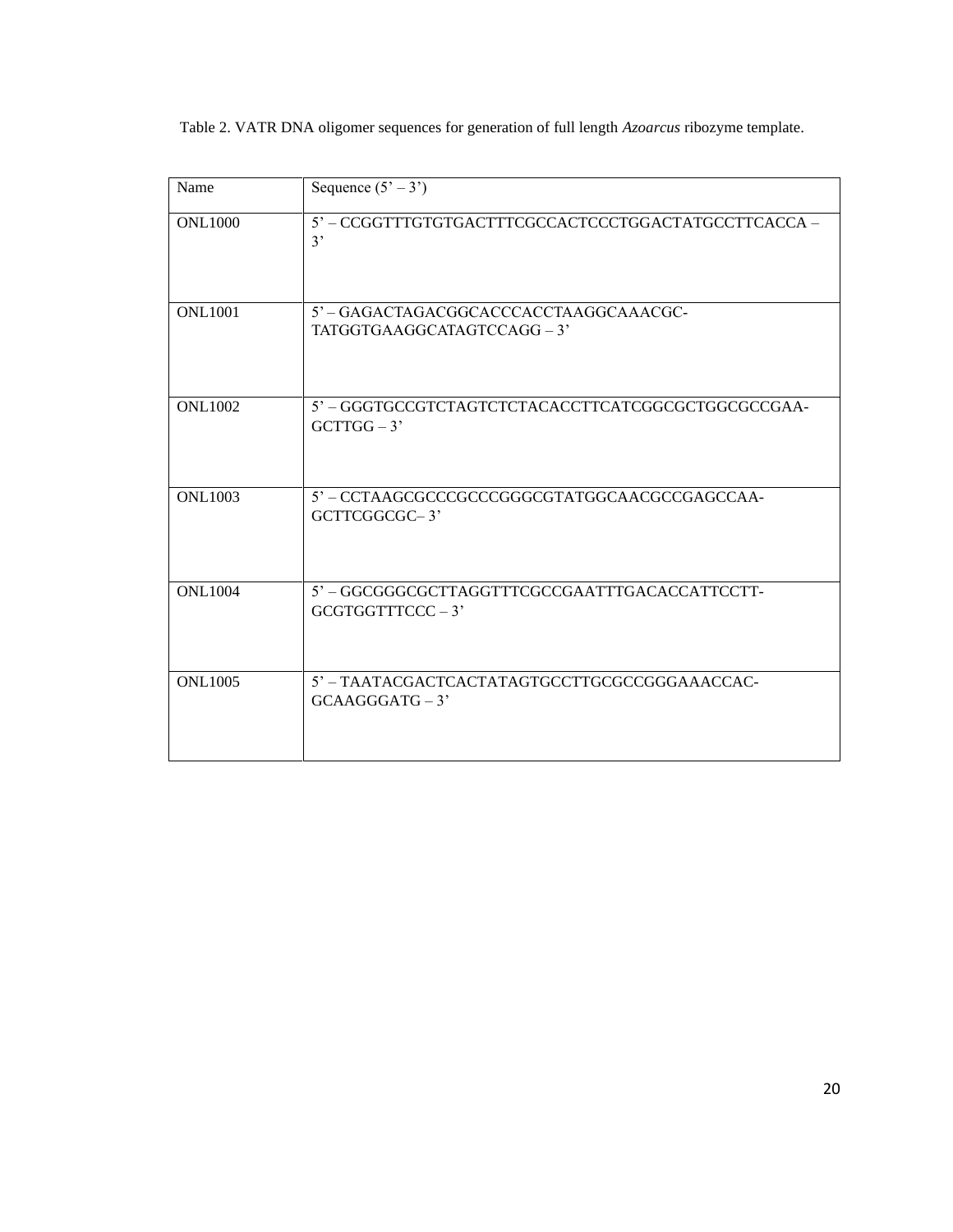Table 2. VATR DNA oligomer sequences for generation of full length *Azoarcus* ribozyme template.

| Name | Sequence (5' – 3') |
| --- | --- |
| ONL1000 | 5' – CCGGTTTGTGTGACTTTCGCCACTCCCTGGACTATGCCTTCACCA – 3' |
| ONL1001 | 5' – GAGACTAGACGGCACCCACCTAAGGCAAACGC-TATGGTGAAGGCATAGTCCAGG – 3' |
| ONL1002 | 5' – GGGTGCCGTCTAGTCTCTACACCTTCATCGGCGCTGGCGCCGAA-GCTTGG – 3' |
| ONL1003 | 5' – CCTAAGCGCCCGCCCGGGCGTATGGCAACGCCGAGCCAA-GCTTCGGCGC– 3' |
| ONL1004 | 5' – GGCGGGCGCTTAGGTTTCGCCGAATTTGACACCATTCCTT-GCGTGGTTTCCC – 3' |
| ONL1005 | 5' – TAATACGACTCACTATAGTGCCTTGCGCCGGGAAACCAC-GCAAGGGATG – 3' |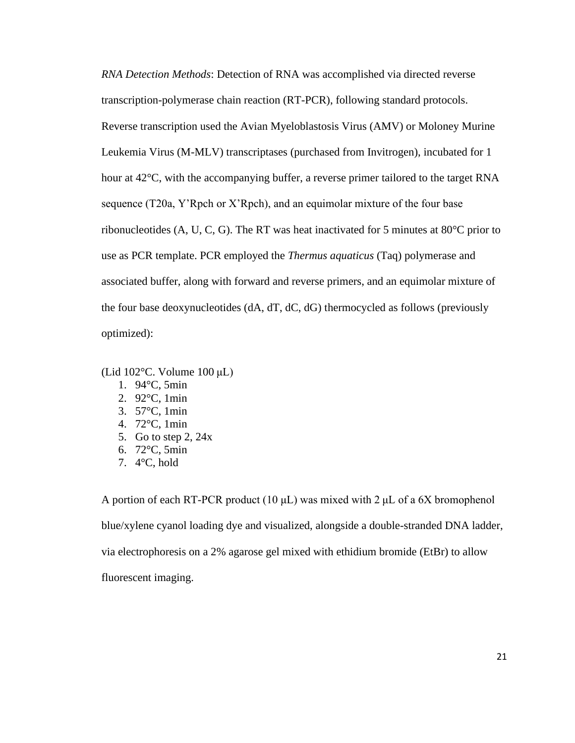*RNA Detection Methods*: Detection of RNA was accomplished via directed reverse transcription-polymerase chain reaction (RT-PCR), following standard protocols. Reverse transcription used the Avian Myeloblastosis Virus (AMV) or Moloney Murine Leukemia Virus (M-MLV) transcriptases (purchased from Invitrogen), incubated for 1 hour at 42°C, with the accompanying buffer, a reverse primer tailored to the target RNA sequence (T20a, Y'Rpch or X'Rpch), and an equimolar mixture of the four base ribonucleotides (A, U, C, G). The RT was heat inactivated for 5 minutes at 80°C prior to use as PCR template. PCR employed the *Thermus aquaticus* (Taq) polymerase and associated buffer, along with forward and reverse primers, and an equimolar mixture of the four base deoxynucleotides (dA, dT, dC, dG) thermocycled as follows (previously optimized):

(Lid 102°C. Volume 100 μL)

1. 94°C, 5min
2. 92°C, 1min
3. 57°C, 1min
4. 72°C, 1min
5. Go to step 2, 24x
6. 72°C, 5min
7. 4°C, hold

A portion of each RT-PCR product (10 μL) was mixed with 2 μL of a 6X bromophenol blue/xylene cyanol loading dye and visualized, alongside a double-stranded DNA ladder, via electrophoresis on a 2% agarose gel mixed with ethidium bromide (EtBr) to allow fluorescent imaging.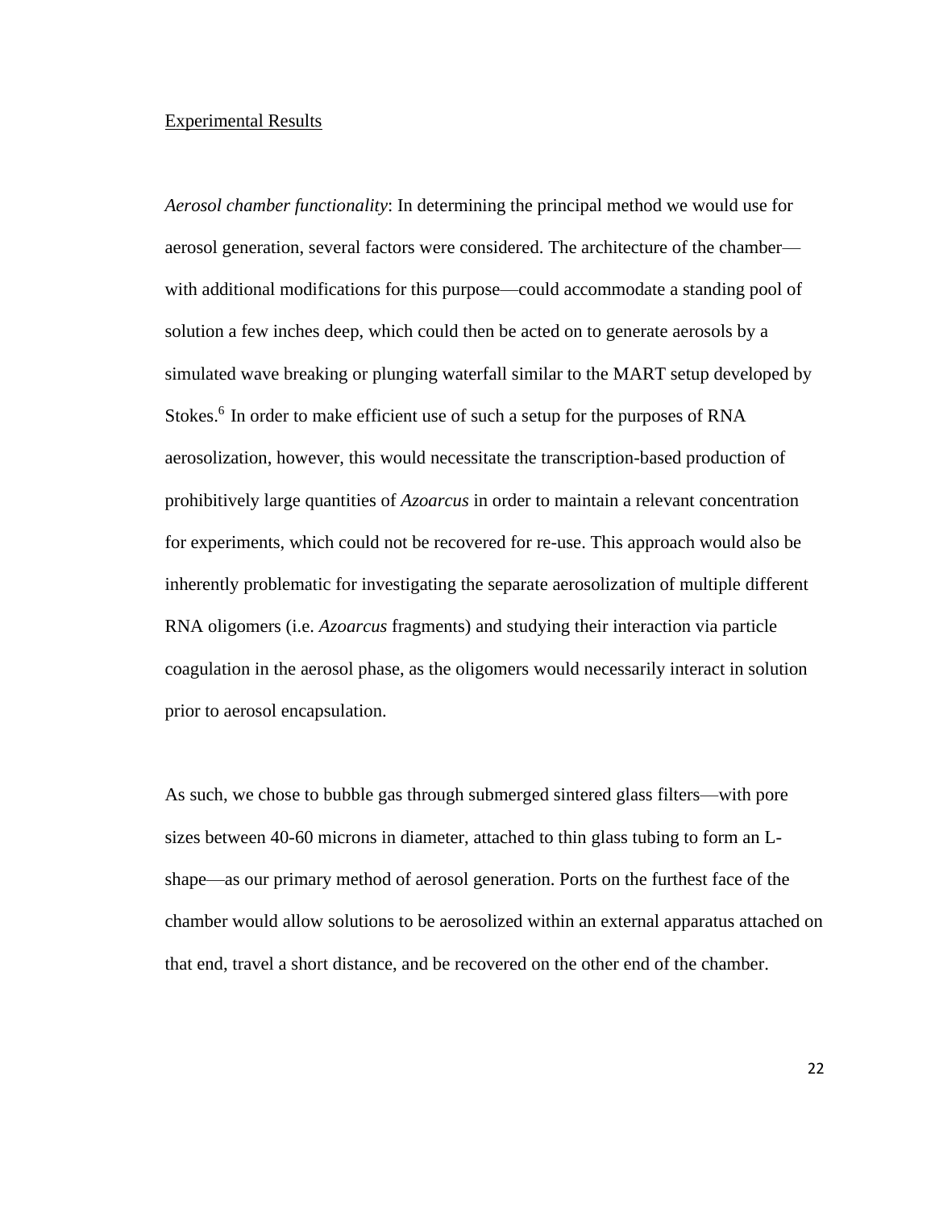## Experimental Results

*Aerosol chamber functionality*: In determining the principal method we would use for aerosol generation, several factors were considered. The architecture of the chamber—with additional modifications for this purpose—could accommodate a standing pool of solution a few inches deep, which could then be acted on to generate aerosols by a simulated wave breaking or plunging waterfall similar to the MART setup developed by Stokes.[6] In order to make efficient use of such a setup for the purposes of RNA aerosolization, however, this would necessitate the transcription-based production of prohibitively large quantities of *Azoarcus* in order to maintain a relevant concentration for experiments, which could not be recovered for re-use. This approach would also be inherently problematic for investigating the separate aerosolization of multiple different RNA oligomers (i.e. *Azoarcus* fragments) and studying their interaction via particle coagulation in the aerosol phase, as the oligomers would necessarily interact in solution prior to aerosol encapsulation.

As such, we chose to bubble gas through submerged sintered glass filters—with pore sizes between 40-60 microns in diameter, attached to thin glass tubing to form an L-shape—as our primary method of aerosol generation. Ports on the furthest face of the chamber would allow solutions to be aerosolized within an external apparatus attached on that end, travel a short distance, and be recovered on the other end of the chamber.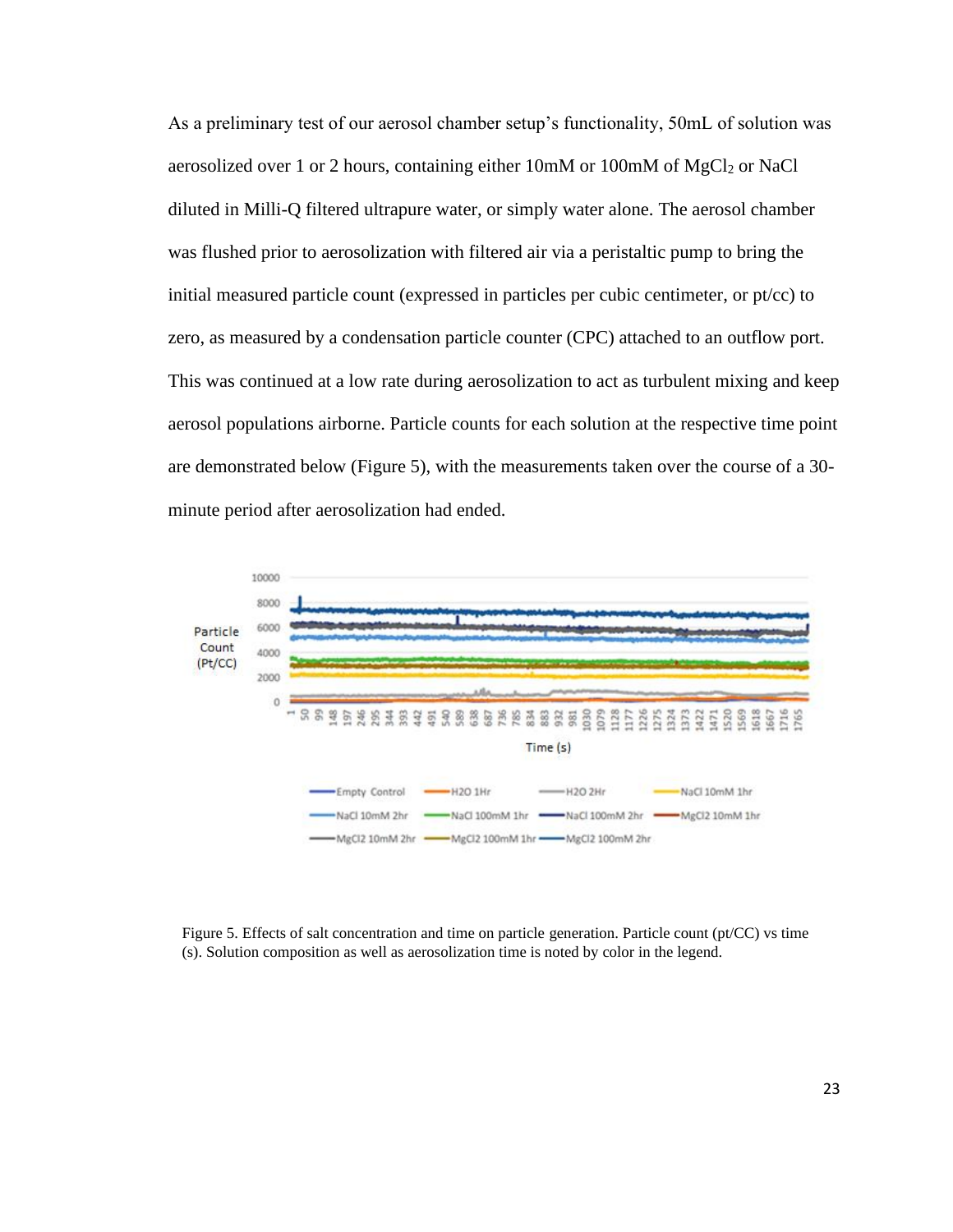As a preliminary test of our aerosol chamber setup's functionality, 50mL of solution was aerosolized over 1 or 2 hours, containing either 10mM or 100mM of $MgCl_2$ or NaCl diluted in Milli-Q filtered ultrapure water, or simply water alone. The aerosol chamber was flushed prior to aerosolization with filtered air via a peristaltic pump to bring the initial measured particle count (expressed in particles per cubic centimeter, or pt/cc) to zero, as measured by a condensation particle counter (CPC) attached to an outflow port. This was continued at a low rate during aerosolization to act as turbulent mixing and keep aerosol populations airborne. Particle counts for each solution at the respective time point are demonstrated below (Figure 5), with the measurements taken over the course of a 30-minute period after aerosolization had ended.

Figure 5. Effects of salt concentration and time on particle generation. Particle count (pt/CC) vs time (s). Solution composition as well as aerosolization time is noted by color in the legend.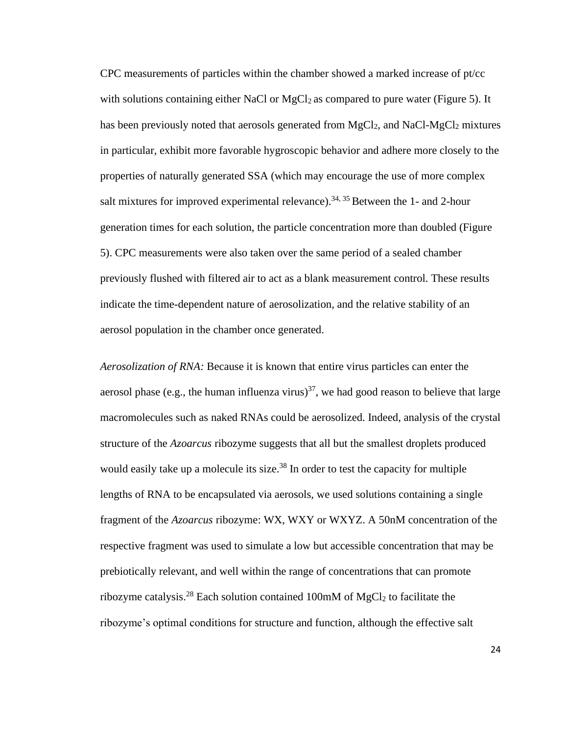CPC measurements of particles within the chamber showed a marked increase of pt/cc with solutions containing either NaCl or $MgCl_2$ as compared to pure water (Figure 5). It has been previously noted that aerosols generated from $MgCl_2$, and NaCl-$MgCl_2$ mixtures in particular, exhibit more favorable hygroscopic behavior and adhere more closely to the properties of naturally generated SSA (which may encourage the use of more complex salt mixtures for improved experimental relevance).[34, 35] Between the 1- and 2-hour generation times for each solution, the particle concentration more than doubled (Figure 5). CPC measurements were also taken over the same period of a sealed chamber previously flushed with filtered air to act as a blank measurement control. These results indicate the time-dependent nature of aerosolization, and the relative stability of an aerosol population in the chamber once generated.

*Aerosolization of RNA:* Because it is known that entire virus particles can enter the aerosol phase (e.g., the human influenza virus)[37], we had good reason to believe that large macromolecules such as naked RNAs could be aerosolized. Indeed, analysis of the crystal structure of the *Azoarcus* ribozyme suggests that all but the smallest droplets produced would easily take up a molecule its size.[38] In order to test the capacity for multiple lengths of RNA to be encapsulated via aerosols, we used solutions containing a single fragment of the *Azoarcus* ribozyme: WX, WXY or WXYZ. A 50nM concentration of the respective fragment was used to simulate a low but accessible concentration that may be prebiotically relevant, and well within the range of concentrations that can promote ribozyme catalysis.[28] Each solution contained 100mM of $MgCl_2$ to facilitate the ribozyme's optimal conditions for structure and function, although the effective salt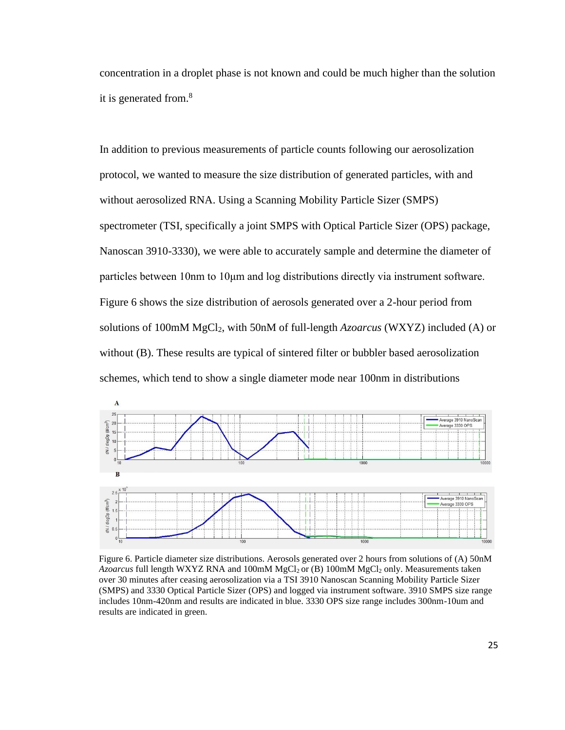concentration in a droplet phase is not known and could be much higher than the solution it is generated from.[8]

In addition to previous measurements of particle counts following our aerosolization protocol, we wanted to measure the size distribution of generated particles, with and without aerosolized RNA. Using a Scanning Mobility Particle Sizer (SMPS) spectrometer (TSI, specifically a joint SMPS with Optical Particle Sizer (OPS) package, Nanoscan 3910-3330), we were able to accurately sample and determine the diameter of particles between 10nm to 10μm and log distributions directly via instrument software. Figure 6 shows the size distribution of aerosols generated over a 2-hour period from solutions of 100mM $MgCl_2$, with 50nM of full-length *Azoarcus* (WXYZ) included (A) or without (B). These results are typical of sintered filter or bubbler based aerosolization schemes, which tend to show a single diameter mode near 100nm in distributions

Figure 6. Particle diameter size distributions. Aerosols generated over 2 hours from solutions of (A) 50nM *Azoarcus* full length WXYZ RNA and 100mM $MgCl_2$ or (B) 100mM $MgCl_2$ only. Measurements taken over 30 minutes after ceasing aerosolization via a TSI 3910 Nanoscan Scanning Mobility Particle Sizer (SMPS) and 3330 Optical Particle Sizer (OPS) and logged via instrument software. 3910 SMPS size range includes 10nm-420nm and results are indicated in blue. 3330 OPS size range includes 300nm-10um and results are indicated in green.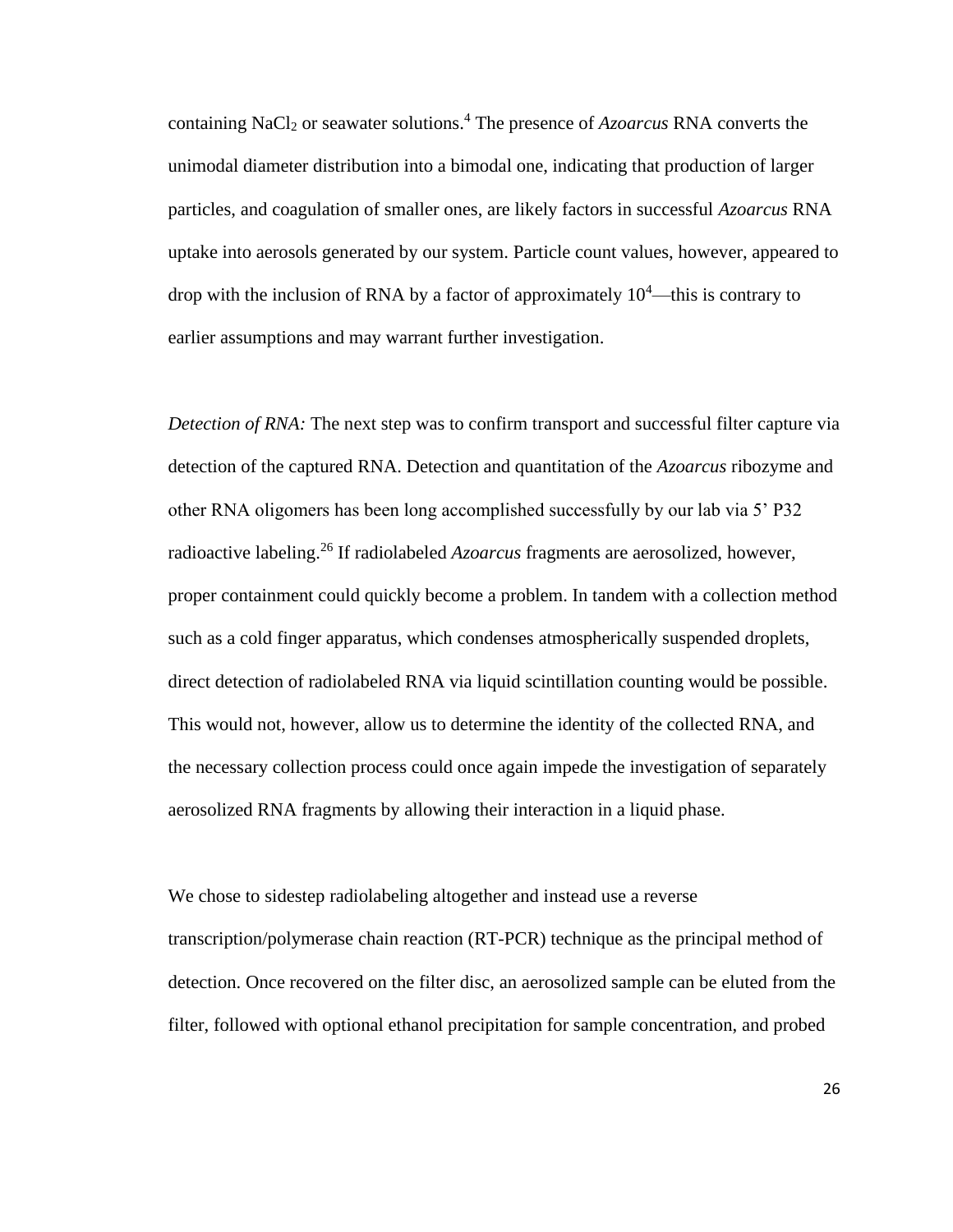containing $NaCl_2$ or seawater solutions.[4] The presence of *Azoarcus* RNA converts the unimodal diameter distribution into a bimodal one, indicating that production of larger particles, and coagulation of smaller ones, are likely factors in successful *Azoarcus* RNA uptake into aerosols generated by our system. Particle count values, however, appeared to drop with the inclusion of RNA by a factor of approximately $10^4$—this is contrary to earlier assumptions and may warrant further investigation.

*Detection of RNA:* The next step was to confirm transport and successful filter capture via detection of the captured RNA. Detection and quantitation of the *Azoarcus* ribozyme and other RNA oligomers has been long accomplished successfully by our lab via 5' P32 radioactive labeling.[26] If radiolabeled *Azoarcus* fragments are aerosolized, however, proper containment could quickly become a problem. In tandem with a collection method such as a cold finger apparatus, which condenses atmospherically suspended droplets, direct detection of radiolabeled RNA via liquid scintillation counting would be possible. This would not, however, allow us to determine the identity of the collected RNA, and the necessary collection process could once again impede the investigation of separately aerosolized RNA fragments by allowing their interaction in a liquid phase.

We chose to sidestep radiolabeling altogether and instead use a reverse transcription/polymerase chain reaction (RT-PCR) technique as the principal method of detection. Once recovered on the filter disc, an aerosolized sample can be eluted from the filter, followed with optional ethanol precipitation for sample concentration, and probed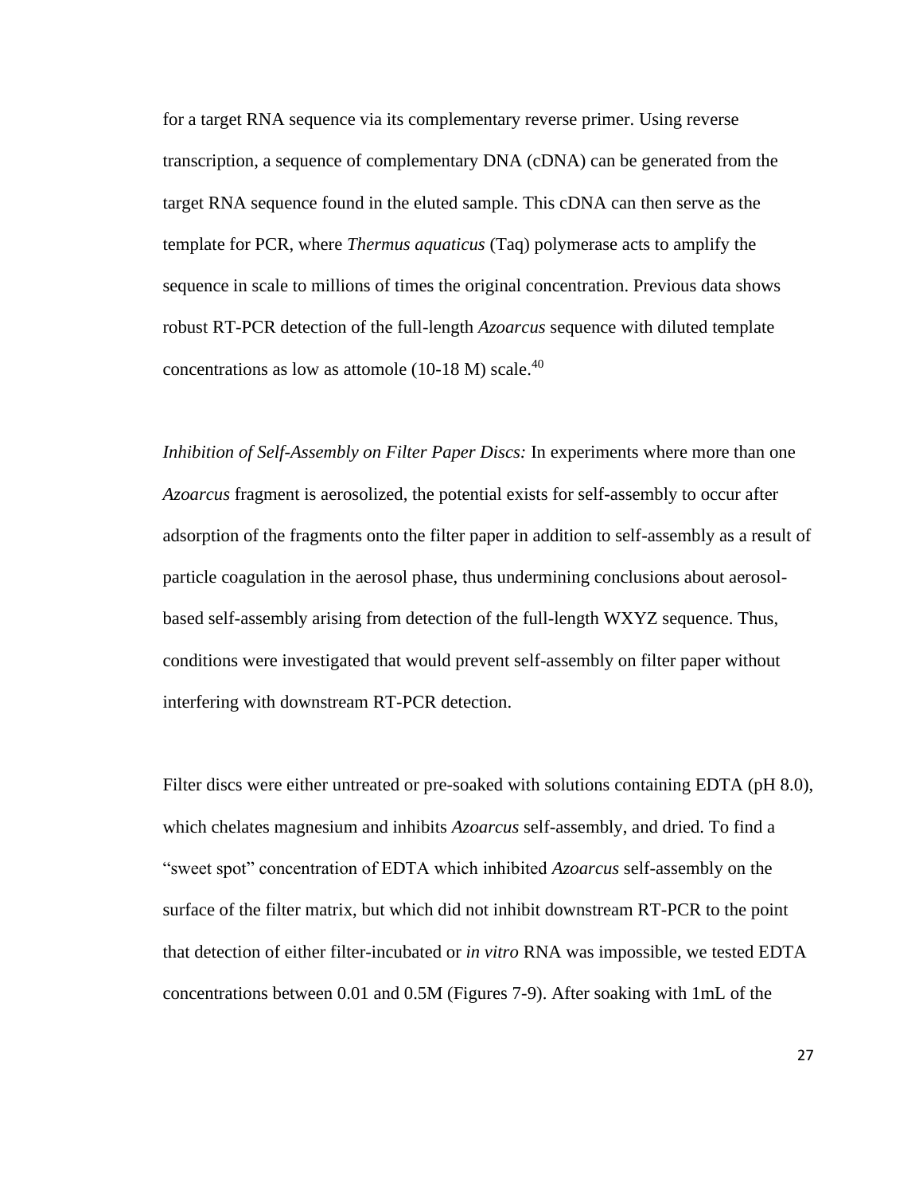for a target RNA sequence via its complementary reverse primer. Using reverse transcription, a sequence of complementary DNA (cDNA) can be generated from the target RNA sequence found in the eluted sample. This cDNA can then serve as the template for PCR, where *Thermus aquaticus* (Taq) polymerase acts to amplify the sequence in scale to millions of times the original concentration. Previous data shows robust RT-PCR detection of the full-length *Azoarcus* sequence with diluted template concentrations as low as attomole (10-18 M) scale.[40]

*Inhibition of Self-Assembly on Filter Paper Discs:* In experiments where more than one *Azoarcus* fragment is aerosolized, the potential exists for self-assembly to occur after adsorption of the fragments onto the filter paper in addition to self-assembly as a result of particle coagulation in the aerosol phase, thus undermining conclusions about aerosol-based self-assembly arising from detection of the full-length WXYZ sequence. Thus, conditions were investigated that would prevent self-assembly on filter paper without interfering with downstream RT-PCR detection.

Filter discs were either untreated or pre-soaked with solutions containing EDTA (pH 8.0), which chelates magnesium and inhibits *Azoarcus* self-assembly, and dried. To find a "sweet spot" concentration of EDTA which inhibited *Azoarcus* self-assembly on the surface of the filter matrix, but which did not inhibit downstream RT-PCR to the point that detection of either filter-incubated or *in vitro* RNA was impossible, we tested EDTA concentrations between 0.01 and 0.5M (Figures 7-9). After soaking with 1mL of the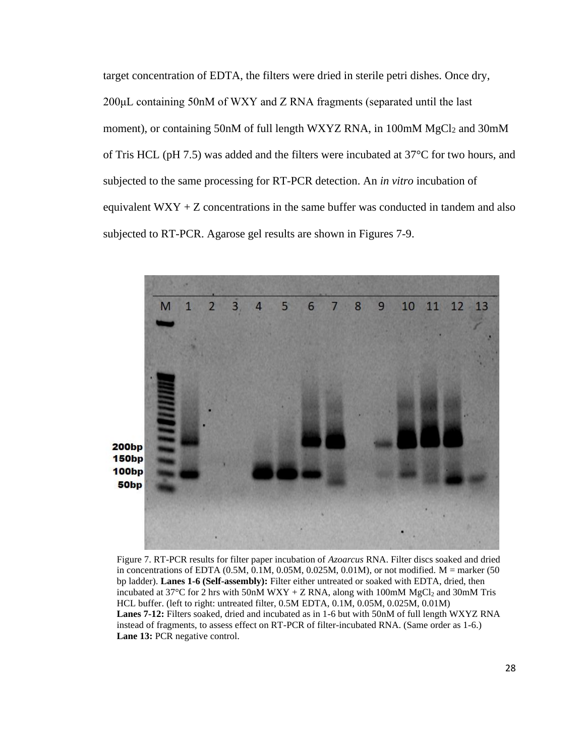target concentration of EDTA, the filters were dried in sterile petri dishes. Once dry, 200μL containing 50nM of WXY and Z RNA fragments (separated until the last moment), or containing 50nM of full length WXYZ RNA, in 100mM $MgCl_2$ and 30mM of Tris HCL (pH 7.5) was added and the filters were incubated at 37°C for two hours, and subjected to the same processing for RT-PCR detection. An *in vitro* incubation of equivalent WXY + Z concentrations in the same buffer was conducted in tandem and also subjected to RT-PCR. Agarose gel results are shown in Figures 7-9.

Figure 7. RT-PCR results for filter paper incubation of *Azoarcus* RNA. Filter discs soaked and dried in concentrations of EDTA (0.5M, 0.1M, 0.05M, 0.025M, 0.01M), or not modified. M = marker (50 bp ladder). **Lanes 1-6 (Self-assembly):** Filter either untreated or soaked with EDTA, dried, then incubated at 37°C for 2 hrs with 50nM WXY + Z RNA, along with 100mM $MgCl_2$ and 30mM Tris HCL buffer. (left to right: untreated filter, 0.5M EDTA, 0.1M, 0.05M, 0.025M, 0.01M)
**Lanes 7-12:** Filters soaked, dried and incubated as in 1-6 but with 50nM of full length WXYZ RNA instead of fragments, to assess effect on RT-PCR of filter-incubated RNA. (Same order as 1-6.)
**Lane 13:** PCR negative control.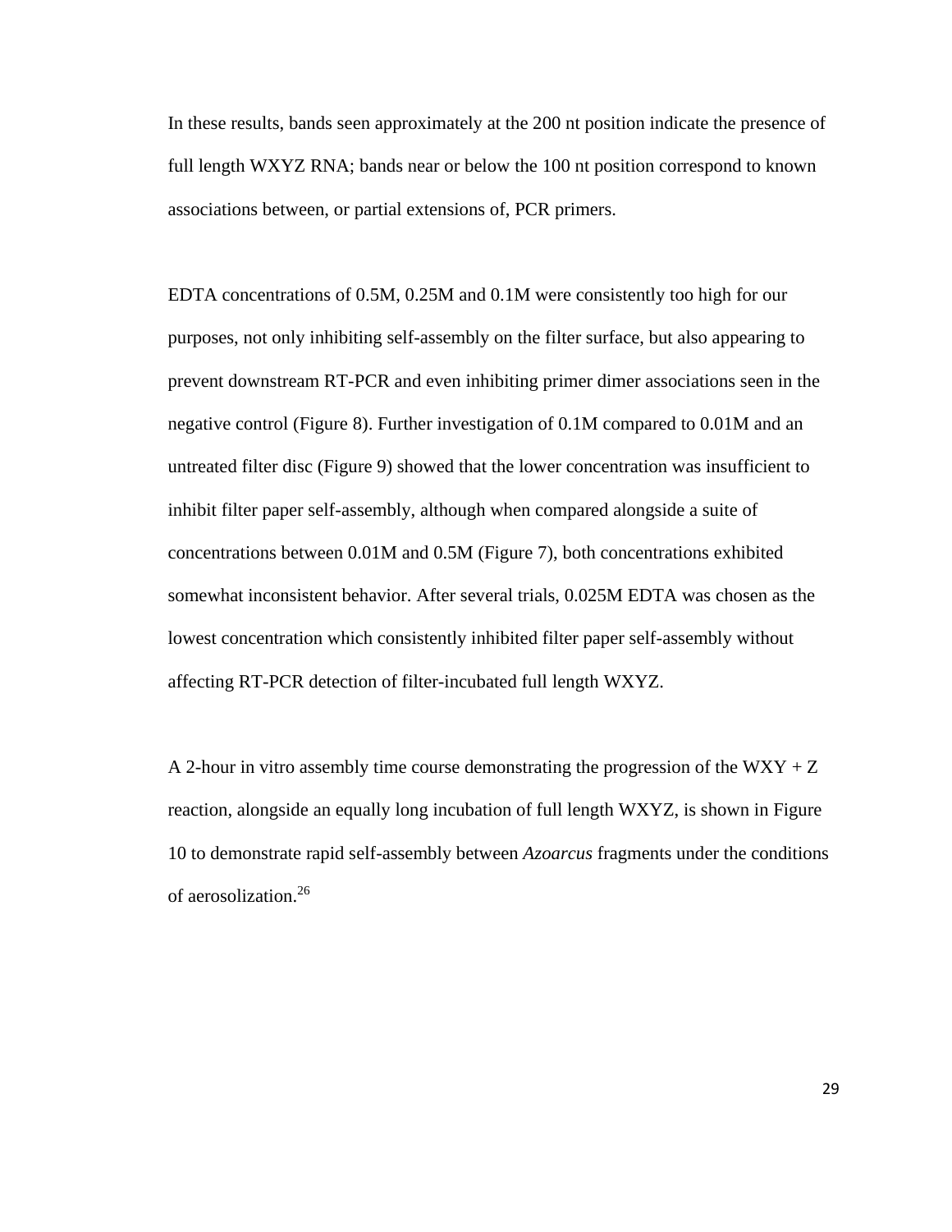In these results, bands seen approximately at the 200 nt position indicate the presence of full length WXYZ RNA; bands near or below the 100 nt position correspond to known associations between, or partial extensions of, PCR primers.

EDTA concentrations of 0.5M, 0.25M and 0.1M were consistently too high for our purposes, not only inhibiting self-assembly on the filter surface, but also appearing to prevent downstream RT-PCR and even inhibiting primer dimer associations seen in the negative control (Figure 8). Further investigation of 0.1M compared to 0.01M and an untreated filter disc (Figure 9) showed that the lower concentration was insufficient to inhibit filter paper self-assembly, although when compared alongside a suite of concentrations between 0.01M and 0.5M (Figure 7), both concentrations exhibited somewhat inconsistent behavior. After several trials, 0.025M EDTA was chosen as the lowest concentration which consistently inhibited filter paper self-assembly without affecting RT-PCR detection of filter-incubated full length WXYZ.

A 2-hour in vitro assembly time course demonstrating the progression of the WXY + Z reaction, alongside an equally long incubation of full length WXYZ, is shown in Figure 10 to demonstrate rapid self-assembly between *Azoarcus* fragments under the conditions of aerosolization.[26]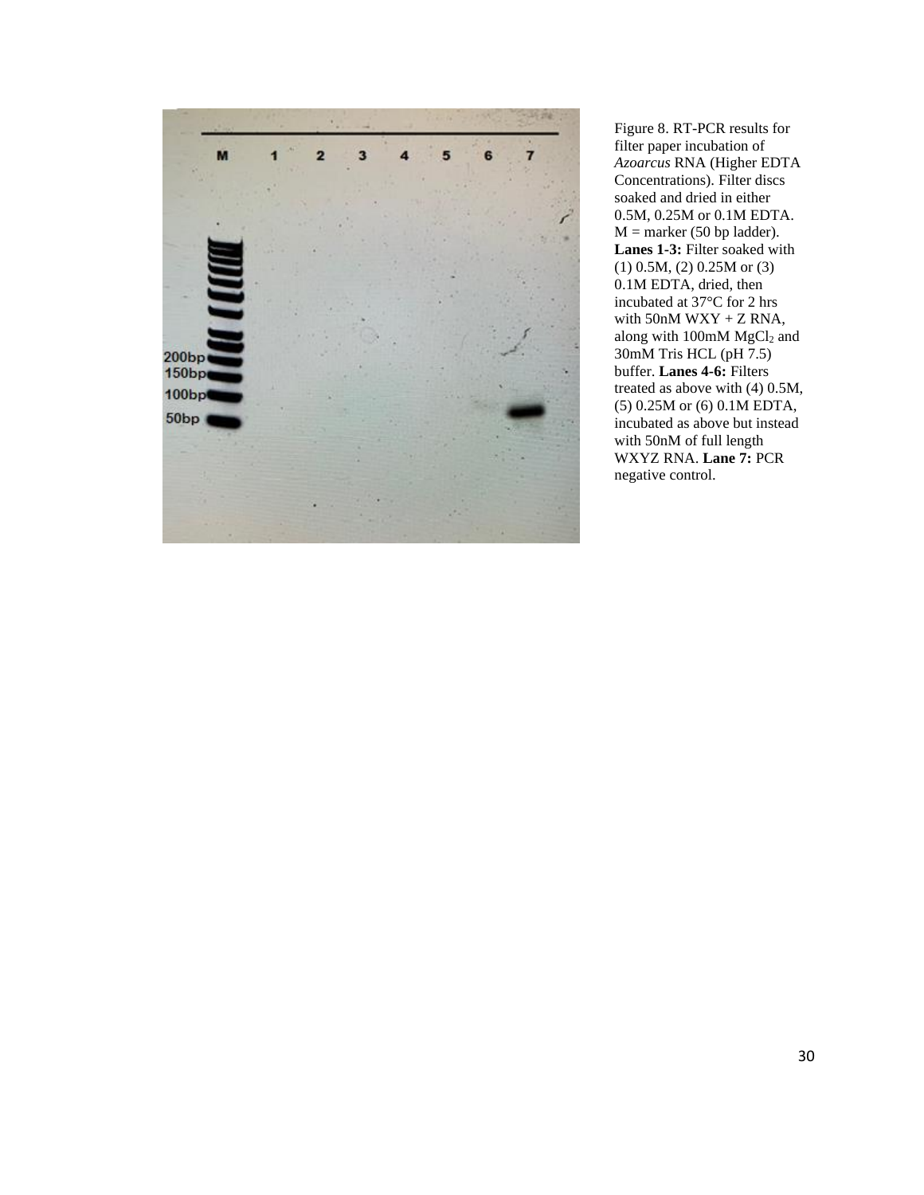Figure 8. RT-PCR results for filter paper incubation of *Azoarcus* RNA (Higher EDTA Concentrations). Filter discs soaked and dried in either 0.5M, 0.25M or 0.1M EDTA. M = marker (50 bp ladder). **Lanes 1-3:** Filter soaked with (1) 0.5M, (2) 0.25M or (3) 0.1M EDTA, dried, then incubated at 37°C for 2 hrs with 50nM WXY + Z RNA, along with 100mM $MgCl_2$ and 30mM Tris HCL (pH 7.5) buffer. **Lanes 4-6:** Filters treated as above with (4) 0.5M, (5) 0.25M or (6) 0.1M EDTA, incubated as above but instead with 50nM of full length WXYZ RNA. **Lane 7:** PCR negative control.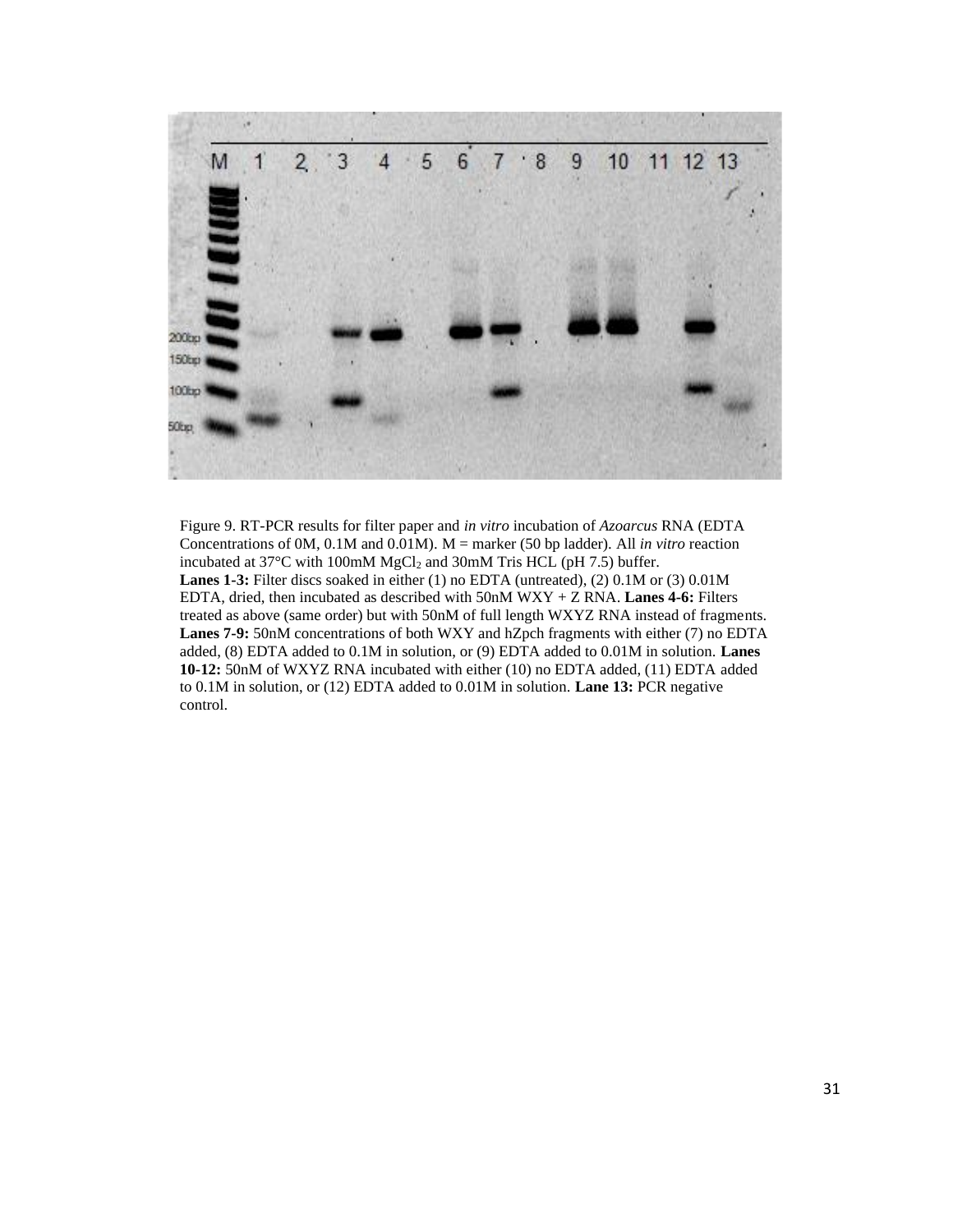Figure 9. RT-PCR results for filter paper and *in vitro* incubation of *Azoarcus* RNA (EDTA Concentrations of 0M, 0.1M and 0.01M). M = marker (50 bp ladder). All *in vitro* reaction incubated at 37°C with 100mM $MgCl_2$ and 30mM Tris HCL (pH 7.5) buffer.
**Lanes 1-3:** Filter discs soaked in either (1) no EDTA (untreated), (2) 0.1M or (3) 0.01M EDTA, dried, then incubated as described with 50nM WXY + Z RNA. **Lanes 4-6:** Filters treated as above (same order) but with 50nM of full length WXYZ RNA instead of fragments. **Lanes 7-9:** 50nM concentrations of both WXY and hZpch fragments with either (7) no EDTA added, (8) EDTA added to 0.1M in solution, or (9) EDTA added to 0.01M in solution. **Lanes 10-12:** 50nM of WXYZ RNA incubated with either (10) no EDTA added, (11) EDTA added to 0.1M in solution, or (12) EDTA added to 0.01M in solution. **Lane 13:** PCR negative control.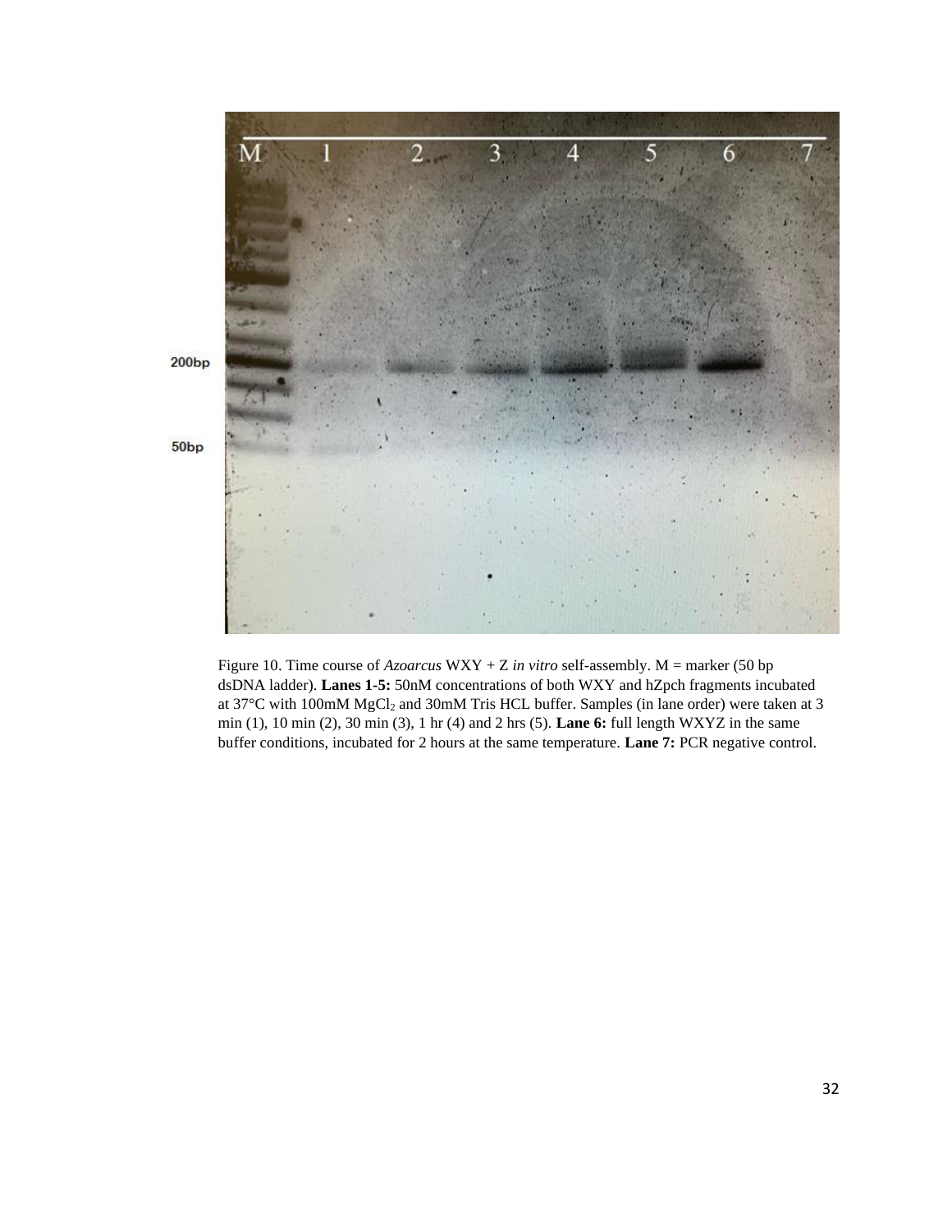Figure 10. Time course of *Azoarcus* WXY + Z *in vitro* self-assembly. M = marker (50 bp dsDNA ladder). **Lanes 1-5:** 50nM concentrations of both WXY and hZpch fragments incubated at 37°C with 100mM $MgCl_2$ and 30mM Tris HCL buffer. Samples (in lane order) were taken at 3 min (1), 10 min (2), 30 min (3), 1 hr (4) and 2 hrs (5). **Lane 6:** full length WXYZ in the same buffer conditions, incubated for 2 hours at the same temperature. **Lane 7:** PCR negative control.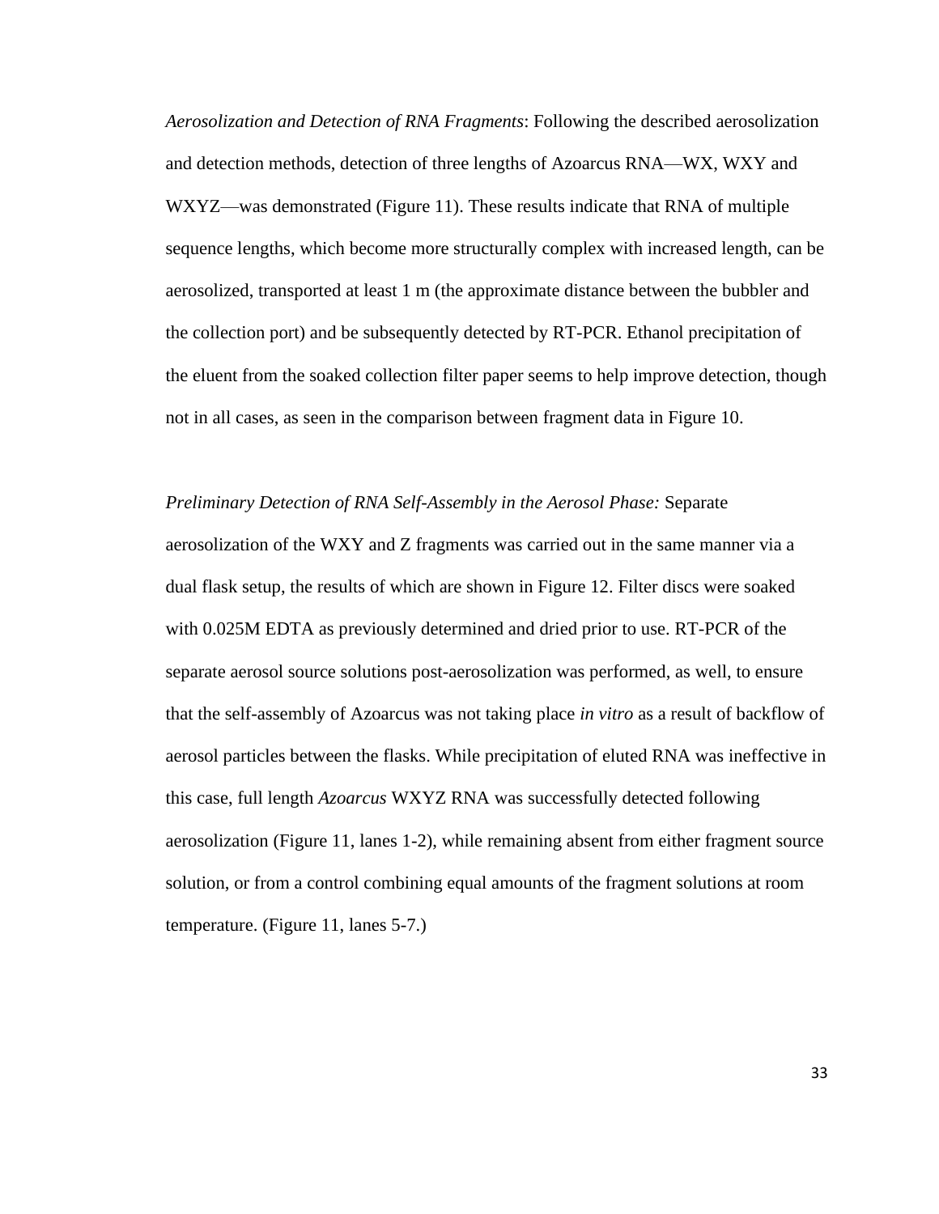*Aerosolization and Detection of RNA Fragments*: Following the described aerosolization and detection methods, detection of three lengths of Azoarcus RNA—WX, WXY and WXYZ—was demonstrated (Figure 11). These results indicate that RNA of multiple sequence lengths, which become more structurally complex with increased length, can be aerosolized, transported at least 1 m (the approximate distance between the bubbler and the collection port) and be subsequently detected by RT-PCR. Ethanol precipitation of the eluent from the soaked collection filter paper seems to help improve detection, though not in all cases, as seen in the comparison between fragment data in Figure 10.

*Preliminary Detection of RNA Self-Assembly in the Aerosol Phase:* Separate aerosolization of the WXY and Z fragments was carried out in the same manner via a dual flask setup, the results of which are shown in Figure 12. Filter discs were soaked with 0.025M EDTA as previously determined and dried prior to use. RT-PCR of the separate aerosol source solutions post-aerosolization was performed, as well, to ensure that the self-assembly of Azoarcus was not taking place *in vitro* as a result of backflow of aerosol particles between the flasks. While precipitation of eluted RNA was ineffective in this case, full length *Azoarcus* WXYZ RNA was successfully detected following aerosolization (Figure 11, lanes 1-2), while remaining absent from either fragment source solution, or from a control combining equal amounts of the fragment solutions at room temperature. (Figure 11, lanes 5-7.)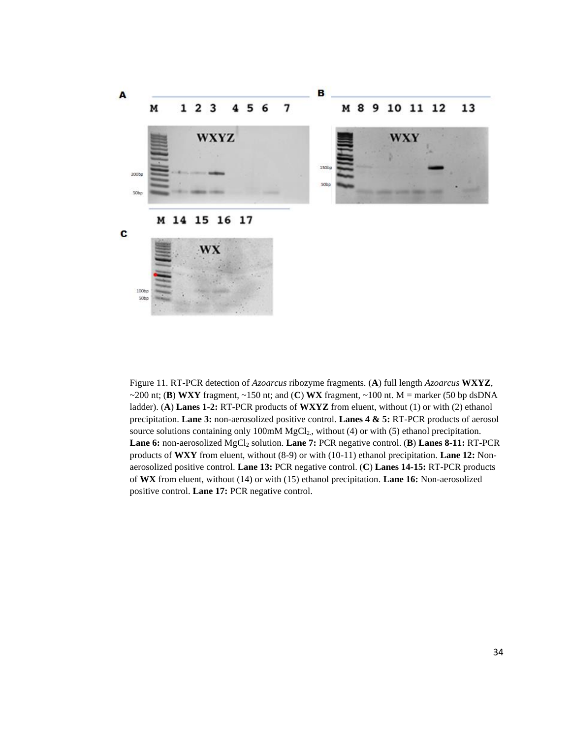Figure 11. RT-PCR detection of *Azoarcus* ribozyme fragments. (**A**) full length *Azoarcus* **WXYZ**, ~200 nt; (**B**) **WXY** fragment, ~150 nt; and (**C**) **WX** fragment, ~100 nt. M = marker (50 bp dsDNA ladder). (**A**) **Lanes 1-2:** RT-PCR products of **WXYZ** from eluent, without (1) or with (2) ethanol precipitation. **Lane 3:** non-aerosolized positive control. **Lanes 4 & 5:** RT-PCR products of aerosol source solutions containing only 100mM $MgCl_2$, without (4) or with (5) ethanol precipitation. **Lane 6:** non-aerosolized $MgCl_2$ solution. **Lane 7:** PCR negative control. (**B**) **Lanes 8-11:** RT-PCR products of **WXY** from eluent, without (8-9) or with (10-11) ethanol precipitation. **Lane 12:** Non-aerosolized positive control. **Lane 13:** PCR negative control. (**C**) **Lanes 14-15:** RT-PCR products of **WX** from eluent, without (14) or with (15) ethanol precipitation. **Lane 16:** Non-aerosolized positive control. **Lane 17:** PCR negative control.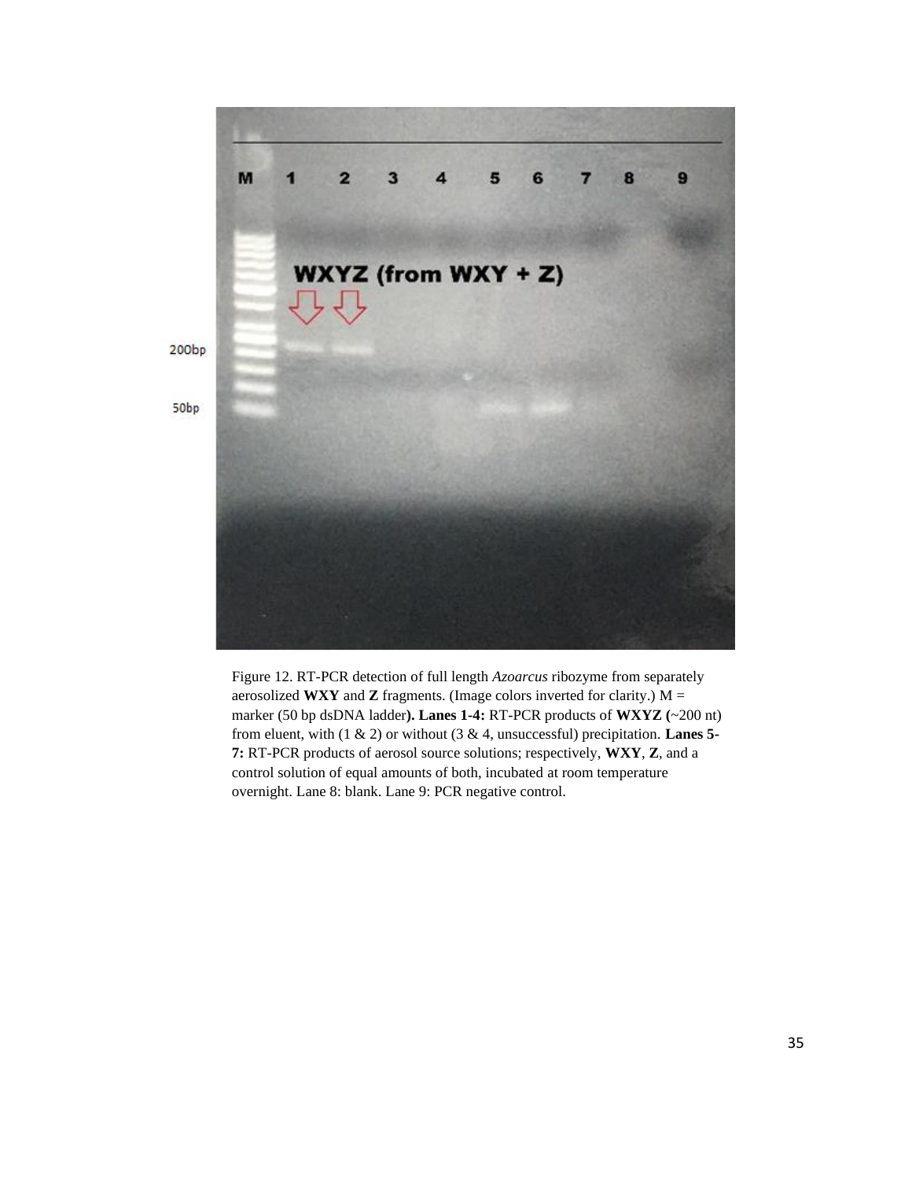Figure 12. RT-PCR detection of full length *Azoarcus* ribozyme from separately aerosolized **WXY** and **Z** fragments. (Image colors inverted for clarity.) M = marker (50 bp dsDNA ladder**). Lanes 1-4:** RT-PCR products of **WXYZ (**~200 nt) from eluent, with (1 & 2) or without (3 & 4, unsuccessful) precipitation. **Lanes 5-7:** RT-PCR products of aerosol source solutions; respectively, **WXY**, **Z**, and a control solution of equal amounts of both, incubated at room temperature overnight. Lane 8: blank. Lane 9: PCR negative control.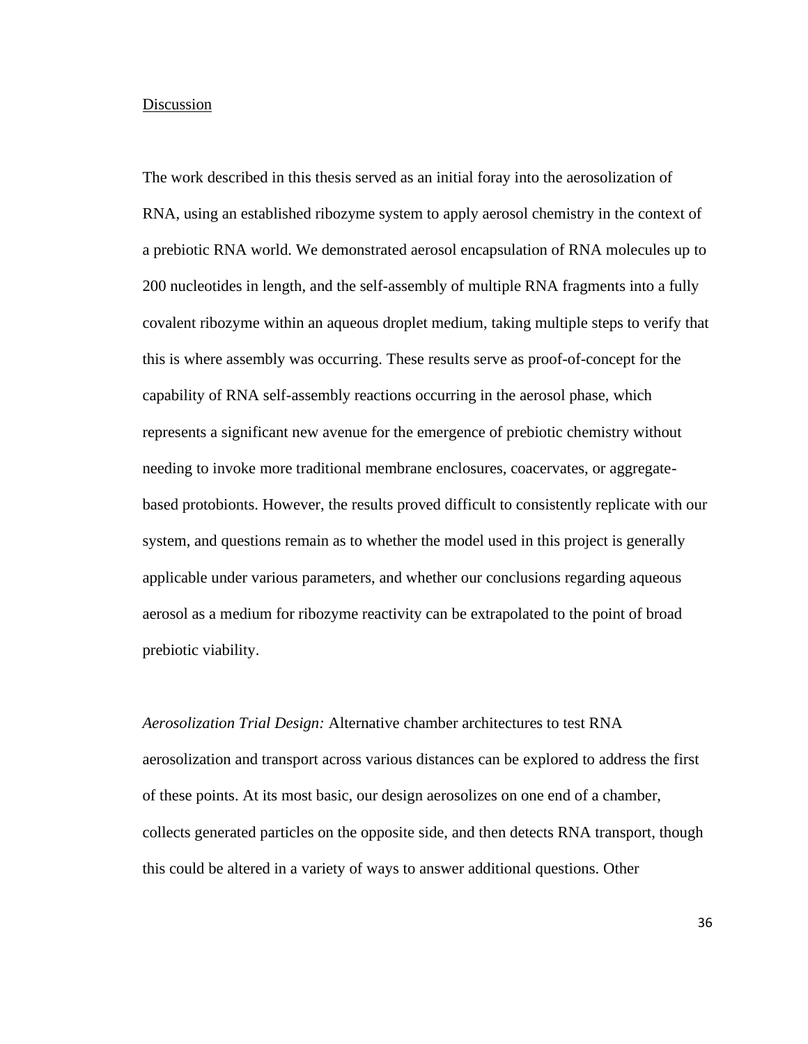## Discussion

The work described in this thesis served as an initial foray into the aerosolization of RNA, using an established ribozyme system to apply aerosol chemistry in the context of a prebiotic RNA world. We demonstrated aerosol encapsulation of RNA molecules up to 200 nucleotides in length, and the self-assembly of multiple RNA fragments into a fully covalent ribozyme within an aqueous droplet medium, taking multiple steps to verify that this is where assembly was occurring. These results serve as proof-of-concept for the capability of RNA self-assembly reactions occurring in the aerosol phase, which represents a significant new avenue for the emergence of prebiotic chemistry without needing to invoke more traditional membrane enclosures, coacervates, or aggregate-based protobionts. However, the results proved difficult to consistently replicate with our system, and questions remain as to whether the model used in this project is generally applicable under various parameters, and whether our conclusions regarding aqueous aerosol as a medium for ribozyme reactivity can be extrapolated to the point of broad prebiotic viability.

*Aerosolization Trial Design:* Alternative chamber architectures to test RNA aerosolization and transport across various distances can be explored to address the first of these points. At its most basic, our design aerosolizes on one end of a chamber, collects generated particles on the opposite side, and then detects RNA transport, though this could be altered in a variety of ways to answer additional questions. Other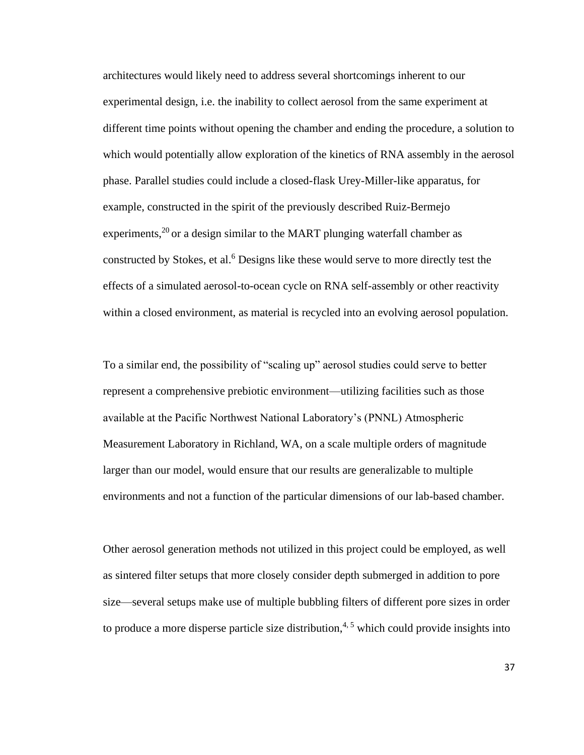architectures would likely need to address several shortcomings inherent to our experimental design, i.e. the inability to collect aerosol from the same experiment at different time points without opening the chamber and ending the procedure, a solution to which would potentially allow exploration of the kinetics of RNA assembly in the aerosol phase. Parallel studies could include a closed-flask Urey-Miller-like apparatus, for example, constructed in the spirit of the previously described Ruiz-Bermejo experiments,[20] or a design similar to the MART plunging waterfall chamber as constructed by Stokes, et al.[6] Designs like these would serve to more directly test the effects of a simulated aerosol-to-ocean cycle on RNA self-assembly or other reactivity within a closed environment, as material is recycled into an evolving aerosol population.

To a similar end, the possibility of "scaling up" aerosol studies could serve to better represent a comprehensive prebiotic environment—utilizing facilities such as those available at the Pacific Northwest National Laboratory's (PNNL) Atmospheric Measurement Laboratory in Richland, WA, on a scale multiple orders of magnitude larger than our model, would ensure that our results are generalizable to multiple environments and not a function of the particular dimensions of our lab-based chamber.

Other aerosol generation methods not utilized in this project could be employed, as well as sintered filter setups that more closely consider depth submerged in addition to pore size—several setups make use of multiple bubbling filters of different pore sizes in order to produce a more disperse particle size distribution,[4, 5] which could provide insights into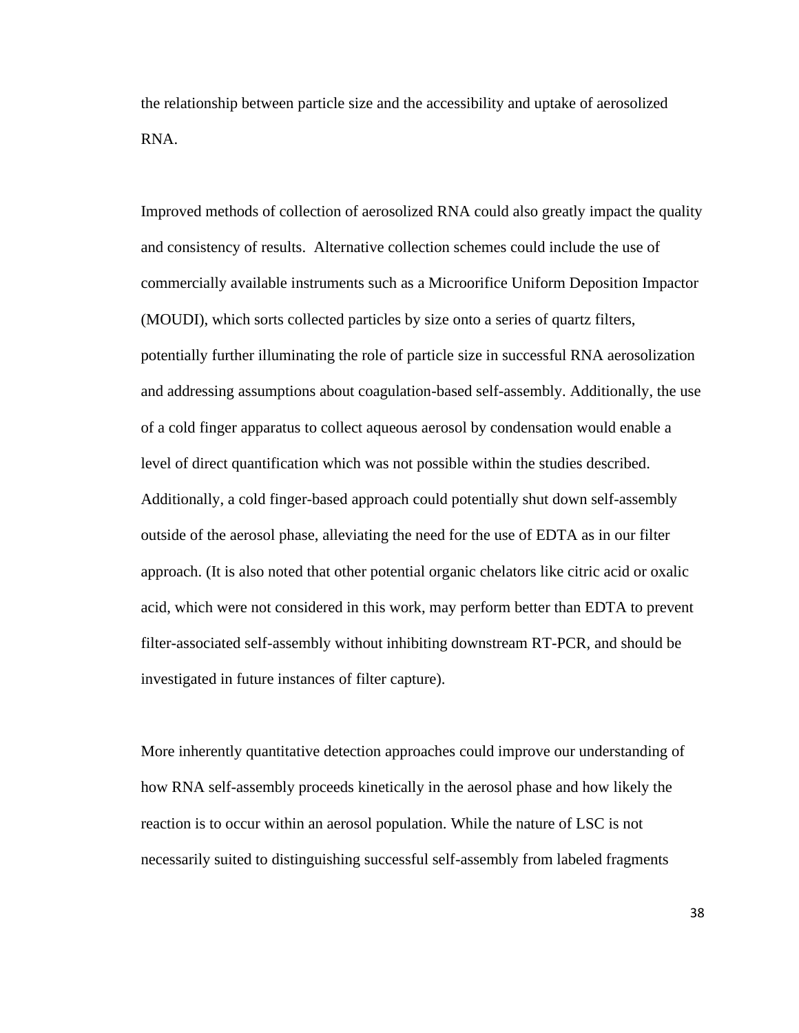the relationship between particle size and the accessibility and uptake of aerosolized RNA.

Improved methods of collection of aerosolized RNA could also greatly impact the quality and consistency of results. Alternative collection schemes could include the use of commercially available instruments such as a Microorifice Uniform Deposition Impactor (MOUDI), which sorts collected particles by size onto a series of quartz filters, potentially further illuminating the role of particle size in successful RNA aerosolization and addressing assumptions about coagulation-based self-assembly. Additionally, the use of a cold finger apparatus to collect aqueous aerosol by condensation would enable a level of direct quantification which was not possible within the studies described. Additionally, a cold finger-based approach could potentially shut down self-assembly outside of the aerosol phase, alleviating the need for the use of EDTA as in our filter approach. (It is also noted that other potential organic chelators like citric acid or oxalic acid, which were not considered in this work, may perform better than EDTA to prevent filter-associated self-assembly without inhibiting downstream RT-PCR, and should be investigated in future instances of filter capture).

More inherently quantitative detection approaches could improve our understanding of how RNA self-assembly proceeds kinetically in the aerosol phase and how likely the reaction is to occur within an aerosol population. While the nature of LSC is not necessarily suited to distinguishing successful self-assembly from labeled fragments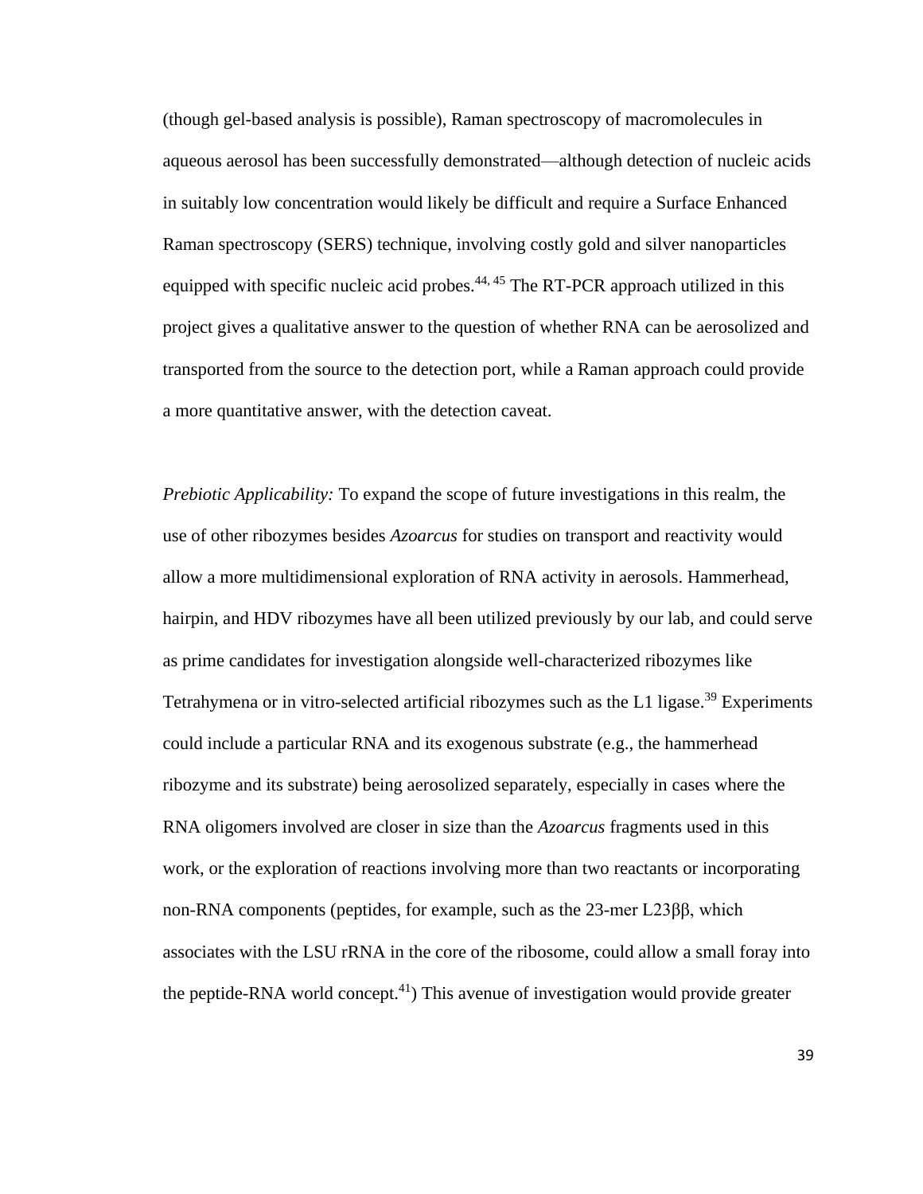(though gel-based analysis is possible), Raman spectroscopy of macromolecules in aqueous aerosol has been successfully demonstrated—although detection of nucleic acids in suitably low concentration would likely be difficult and require a Surface Enhanced Raman spectroscopy (SERS) technique, involving costly gold and silver nanoparticles equipped with specific nucleic acid probes.[44, 45] The RT-PCR approach utilized in this project gives a qualitative answer to the question of whether RNA can be aerosolized and transported from the source to the detection port, while a Raman approach could provide a more quantitative answer, with the detection caveat.

*Prebiotic Applicability:* To expand the scope of future investigations in this realm, the use of other ribozymes besides *Azoarcus* for studies on transport and reactivity would allow a more multidimensional exploration of RNA activity in aerosols. Hammerhead, hairpin, and HDV ribozymes have all been utilized previously by our lab, and could serve as prime candidates for investigation alongside well-characterized ribozymes like Tetrahymena or in vitro-selected artificial ribozymes such as the L1 ligase.[39] Experiments could include a particular RNA and its exogenous substrate (e.g., the hammerhead ribozyme and its substrate) being aerosolized separately, especially in cases where the RNA oligomers involved are closer in size than the *Azoarcus* fragments used in this work, or the exploration of reactions involving more than two reactants or incorporating non-RNA components (peptides, for example, such as the 23-mer L23ββ, which associates with the LSU rRNA in the core of the ribosome, could allow a small foray into the peptide-RNA world concept.[41]) This avenue of investigation would provide greater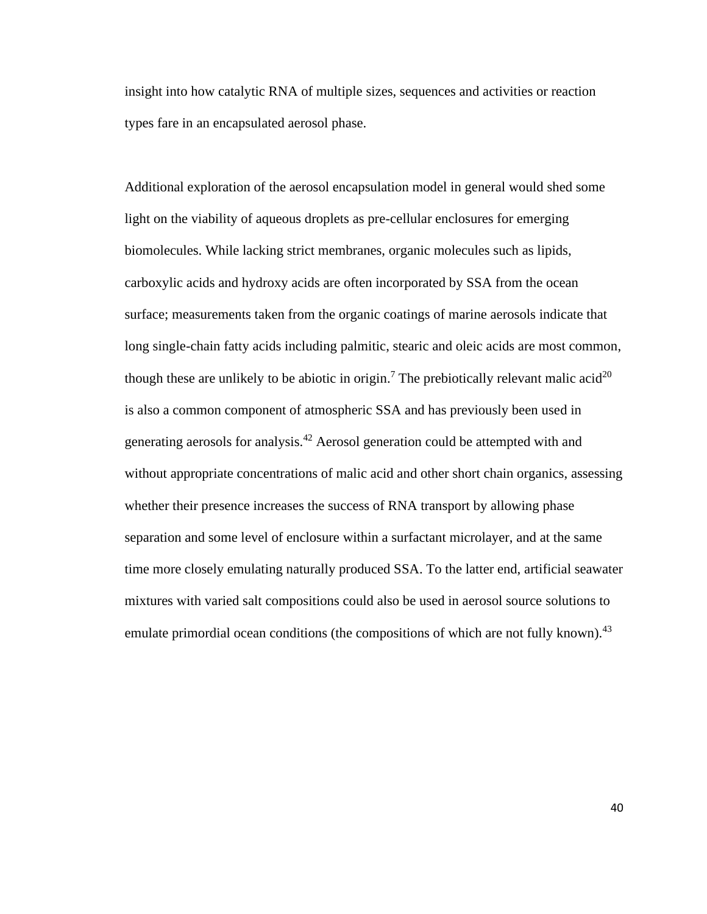insight into how catalytic RNA of multiple sizes, sequences and activities or reaction types fare in an encapsulated aerosol phase.

Additional exploration of the aerosol encapsulation model in general would shed some light on the viability of aqueous droplets as pre-cellular enclosures for emerging biomolecules. While lacking strict membranes, organic molecules such as lipids, carboxylic acids and hydroxy acids are often incorporated by SSA from the ocean surface; measurements taken from the organic coatings of marine aerosols indicate that long single-chain fatty acids including palmitic, stearic and oleic acids are most common, though these are unlikely to be abiotic in origin.[7] The prebiotically relevant malic acid[20] is also a common component of atmospheric SSA and has previously been used in generating aerosols for analysis.[42] Aerosol generation could be attempted with and without appropriate concentrations of malic acid and other short chain organics, assessing whether their presence increases the success of RNA transport by allowing phase separation and some level of enclosure within a surfactant microlayer, and at the same time more closely emulating naturally produced SSA. To the latter end, artificial seawater mixtures with varied salt compositions could also be used in aerosol source solutions to emulate primordial ocean conditions (the compositions of which are not fully known).[43]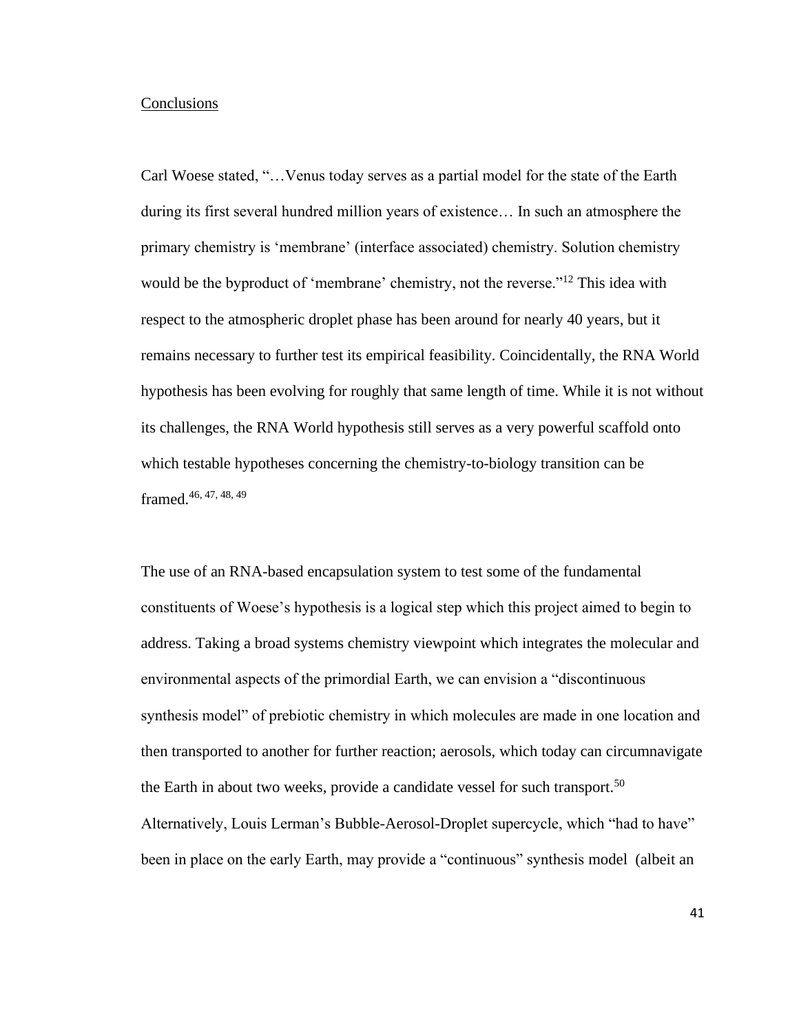## Conclusions

Carl Woese stated, "…Venus today serves as a partial model for the state of the Earth during its first several hundred million years of existence… In such an atmosphere the primary chemistry is 'membrane' (interface associated) chemistry. Solution chemistry would be the byproduct of 'membrane' chemistry, not the reverse."[12] This idea with respect to the atmospheric droplet phase has been around for nearly 40 years, but it remains necessary to further test its empirical feasibility. Coincidentally, the RNA World hypothesis has been evolving for roughly that same length of time. While it is not without its challenges, the RNA World hypothesis still serves as a very powerful scaffold onto which testable hypotheses concerning the chemistry-to-biology transition can be framed.[46, 47, 48, 49]

The use of an RNA-based encapsulation system to test some of the fundamental constituents of Woese's hypothesis is a logical step which this project aimed to begin to address. Taking a broad systems chemistry viewpoint which integrates the molecular and environmental aspects of the primordial Earth, we can envision a "discontinuous synthesis model" of prebiotic chemistry in which molecules are made in one location and then transported to another for further reaction; aerosols, which today can circumnavigate the Earth in about two weeks, provide a candidate vessel for such transport.[50] Alternatively, Louis Lerman's Bubble-Aerosol-Droplet supercycle, which "had to have" been in place on the early Earth, may provide a "continuous" synthesis model (albeit an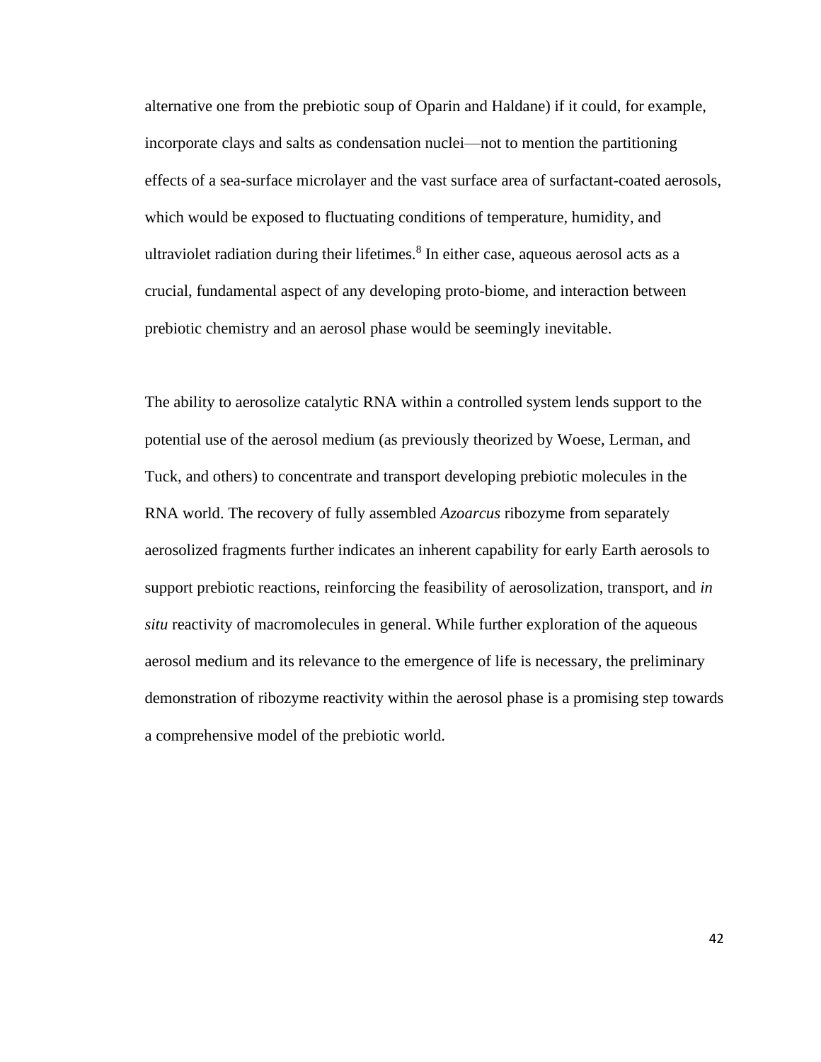alternative one from the prebiotic soup of Oparin and Haldane) if it could, for example, incorporate clays and salts as condensation nuclei—not to mention the partitioning effects of a sea-surface microlayer and the vast surface area of surfactant-coated aerosols, which would be exposed to fluctuating conditions of temperature, humidity, and ultraviolet radiation during their lifetimes.[8] In either case, aqueous aerosol acts as a crucial, fundamental aspect of any developing proto-biome, and interaction between prebiotic chemistry and an aerosol phase would be seemingly inevitable.

The ability to aerosolize catalytic RNA within a controlled system lends support to the potential use of the aerosol medium (as previously theorized by Woese, Lerman, and Tuck, and others) to concentrate and transport developing prebiotic molecules in the RNA world. The recovery of fully assembled *Azoarcus* ribozyme from separately aerosolized fragments further indicates an inherent capability for early Earth aerosols to support prebiotic reactions, reinforcing the feasibility of aerosolization, transport, and *in situ* reactivity of macromolecules in general. While further exploration of the aqueous aerosol medium and its relevance to the emergence of life is necessary, the preliminary demonstration of ribozyme reactivity within the aerosol phase is a promising step towards a comprehensive model of the prebiotic world.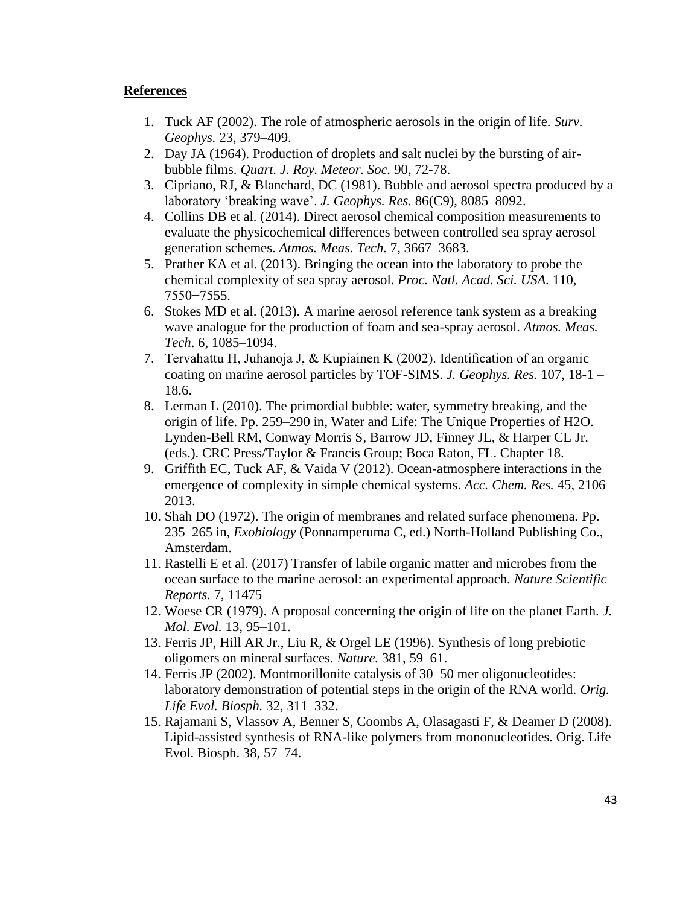**References**

1. Tuck AF (2002). The role of atmospheric aerosols in the origin of life. *Surv. Geophys.* 23, 379–409.
2. Day JA (1964). Production of droplets and salt nuclei by the bursting of air-bubble films. *Quart. J. Roy. Meteor. Soc.* 90, 72-78.
3. Cipriano, RJ, & Blanchard, DC (1981). Bubble and aerosol spectra produced by a laboratory 'breaking wave'. *J. Geophys. Res.* 86(C9), 8085–8092.
4. Collins DB et al. (2014). Direct aerosol chemical composition measurements to evaluate the physicochemical differences between controlled sea spray aerosol generation schemes. *Atmos. Meas. Tech.* 7, 3667–3683.
5. Prather KA et al. (2013). Bringing the ocean into the laboratory to probe the chemical complexity of sea spray aerosol. *Proc. Natl. Acad. Sci. USA.* 110, 7550−7555.
6. Stokes MD et al. (2013). A marine aerosol reference tank system as a breaking wave analogue for the production of foam and sea-spray aerosol. *Atmos. Meas. Tech*. 6, 1085–1094.
7. Tervahattu H, Juhanoja J, & Kupiainen K (2002). Identification of an organic coating on marine aerosol particles by TOF-SIMS. *J. Geophys. Res.* 107, 18-1 – 18.6.
8. Lerman L (2010). The primordial bubble: water, symmetry breaking, and the origin of life. Pp. 259–290 in, Water and Life: The Unique Properties of H2O. Lynden-Bell RM, Conway Morris S, Barrow JD, Finney JL, & Harper CL Jr. (eds.). CRC Press/Taylor & Francis Group; Boca Raton, FL. Chapter 18.
9. Griffith EC, Tuck AF, & Vaida V (2012). Ocean-atmosphere interactions in the emergence of complexity in simple chemical systems. *Acc. Chem. Res.* 45, 2106–2013.
10. Shah DO (1972). The origin of membranes and related surface phenomena. Pp. 235–265 in, *Exobiology* (Ponnamperuma C, ed.) North-Holland Publishing Co., Amsterdam.
11. Rastelli E et al. (2017) Transfer of labile organic matter and microbes from the ocean surface to the marine aerosol: an experimental approach. *Nature Scientific Reports.* 7, 11475
12. Woese CR (1979). A proposal concerning the origin of life on the planet Earth. *J. Mol. Evol.* 13, 95–101.
13. Ferris JP, Hill AR Jr., Liu R, & Orgel LE (1996). Synthesis of long prebiotic oligomers on mineral surfaces. *Nature.* 381, 59–61.
14. Ferris JP (2002). Montmorillonite catalysis of 30–50 mer oligonucleotides: laboratory demonstration of potential steps in the origin of the RNA world. *Orig. Life Evol. Biosph.* 32, 311–332.
15. Rajamani S, Vlassov A, Benner S, Coombs A, Olasagasti F, & Deamer D (2008). Lipid-assisted synthesis of RNA-like polymers from mononucleotides. Orig. Life Evol. Biosph. 38, 57–74.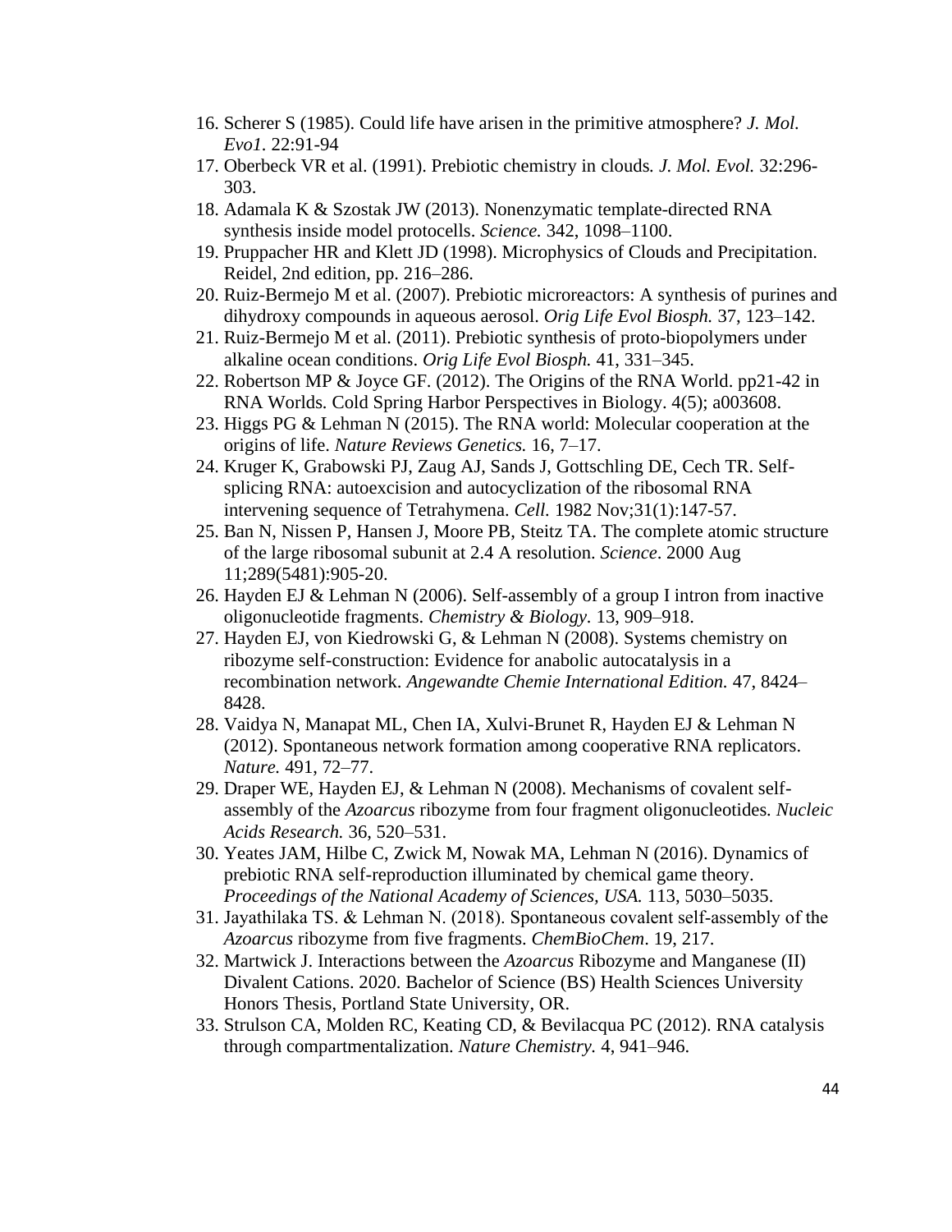16. Scherer S (1985). Could life have arisen in the primitive atmosphere? *J. Mol. Evo1*. 22:91-94
17. Oberbeck VR et al. (1991). Prebiotic chemistry in clouds*. J. Mol. Evol.* 32:296-303.
18. Adamala K & Szostak JW (2013). Nonenzymatic template-directed RNA synthesis inside model protocells. *Science.* 342, 1098–1100.
19. Pruppacher HR and Klett JD (1998). Microphysics of Clouds and Precipitation. Reidel, 2nd edition, pp. 216–286.
20. Ruiz-Bermejo M et al. (2007). Prebiotic microreactors: A synthesis of purines and dihydroxy compounds in aqueous aerosol. *Orig Life Evol Biosph.* 37, 123–142.
21. Ruiz-Bermejo M et al. (2011). Prebiotic synthesis of proto-biopolymers under alkaline ocean conditions. *Orig Life Evol Biosph.* 41, 331–345.
22. Robertson MP & Joyce GF. (2012). The Origins of the RNA World. pp21-42 in RNA Worlds. Cold Spring Harbor Perspectives in Biology. 4(5); a003608.
23. Higgs PG & Lehman N (2015). The RNA world: Molecular cooperation at the origins of life. *Nature Reviews Genetics.* 16, 7–17.
24. Kruger K, Grabowski PJ, Zaug AJ, Sands J, Gottschling DE, Cech TR. Self-splicing RNA: autoexcision and autocyclization of the ribosomal RNA intervening sequence of Tetrahymena. *Cell*. 1982 Nov;31(1):147-57.
25. Ban N, Nissen P, Hansen J, Moore PB, Steitz TA. The complete atomic structure of the large ribosomal subunit at 2.4 A resolution. *Science*. 2000 Aug 11;289(5481):905-20.
26. Hayden EJ & Lehman N (2006). Self-assembly of a group I intron from inactive oligonucleotide fragments. *Chemistry & Biology.* 13, 909–918.
27. Hayden EJ, von Kiedrowski G, & Lehman N (2008). Systems chemistry on ribozyme self-construction: Evidence for anabolic autocatalysis in a recombination network. *Angewandte Chemie International Edition.* 47, 8424–8428.
28. Vaidya N, Manapat ML, Chen IA, Xulvi-Brunet R, Hayden EJ & Lehman N (2012). Spontaneous network formation among cooperative RNA replicators. *Nature.* 491, 72–77.
29. Draper WE, Hayden EJ, & Lehman N (2008). Mechanisms of covalent self-assembly of the *Azoarcus* ribozyme from four fragment oligonucleotides. *Nucleic Acids Research.* 36, 520–531.
30. Yeates JAM, Hilbe C, Zwick M, Nowak MA, Lehman N (2016). Dynamics of prebiotic RNA self-reproduction illuminated by chemical game theory. *Proceedings of the National Academy of Sciences, USA.* 113, 5030–5035.
31. Jayathilaka TS. & Lehman N. (2018). Spontaneous covalent self-assembly of the *Azoarcus* ribozyme from five fragments. *ChemBioChem*. 19, 217.
32. Martwick J. Interactions between the *Azoarcus* Ribozyme and Manganese (II) Divalent Cations. 2020. Bachelor of Science (BS) Health Sciences University Honors Thesis, Portland State University, OR.
33. Strulson CA, Molden RC, Keating CD, & Bevilacqua PC (2012). RNA catalysis through compartmentalization. *Nature Chemistry.* 4, 941–946.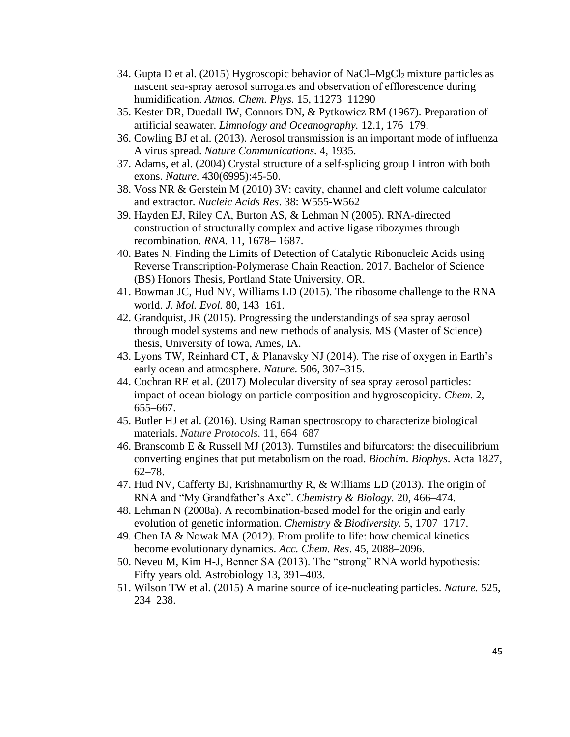34. Gupta D et al. (2015) Hygroscopic behavior of NaCl–$MgCl_2$ mixture particles as nascent sea-spray aerosol surrogates and observation of efflorescence during humidification. *Atmos. Chem. Phys.* 15, 11273–11290
35. Kester DR, Duedall IW, Connors DN, & Pytkowicz RM (1967). Preparation of artificial seawater. *Limnology and Oceanography.* 12.1, 176–179.
36. Cowling BJ et al. (2013). Aerosol transmission is an important mode of influenza A virus spread. *Nature Communications.* 4, 1935.
37. Adams, et al. (2004) Crystal structure of a self-splicing group I intron with both exons. *Nature.* 430(6995):45-50.
38. Voss NR & Gerstein M (2010) 3V: cavity, channel and cleft volume calculator and extractor. *Nucleic Acids Res*. 38: W555-W562
39. Hayden EJ, Riley CA, Burton AS, & Lehman N (2005). RNA-directed construction of structurally complex and active ligase ribozymes through recombination. *RNA.* 11, 1678– 1687.
40. Bates N. Finding the Limits of Detection of Catalytic Ribonucleic Acids using Reverse Transcription-Polymerase Chain Reaction. 2017. Bachelor of Science (BS) Honors Thesis, Portland State University, OR.
41. Bowman JC, Hud NV, Williams LD (2015). The ribosome challenge to the RNA world. *J. Mol. Evol.* 80, 143–161.
42. Grandquist, JR (2015). Progressing the understandings of sea spray aerosol through model systems and new methods of analysis. MS (Master of Science) thesis, University of Iowa, Ames, IA.
43. Lyons TW, Reinhard CT, & Planavsky NJ (2014). The rise of oxygen in Earth's early ocean and atmosphere. *Nature.* 506, 307–315.
44. Cochran RE et al. (2017) Molecular diversity of sea spray aerosol particles: impact of ocean biology on particle composition and hygroscopicity. *Chem.* 2, 655–667.
45. Butler HJ et al. (2016). Using Raman spectroscopy to characterize biological materials. *Nature Protocols.* 11, 664–687
46. Branscomb E & Russell MJ (2013). Turnstiles and bifurcators: the disequilibrium converting engines that put metabolism on the road. *Biochim. Biophys*. Acta 1827, 62–78.
47. Hud NV, Cafferty BJ, Krishnamurthy R, & Williams LD (2013). The origin of RNA and "My Grandfather's Axe". *Chemistry & Biology.* 20, 466–474.
48. Lehman N (2008a). A recombination-based model for the origin and early evolution of genetic information. *Chemistry & Biodiversity.* 5, 1707–1717.
49. Chen IA & Nowak MA (2012). From prolife to life: how chemical kinetics become evolutionary dynamics. *Acc. Chem. Res*. 45, 2088–2096.
50. Neveu M, Kim H-J, Benner SA (2013). The "strong" RNA world hypothesis: Fifty years old. Astrobiology 13, 391–403.
51. Wilson TW et al. (2015) A marine source of ice-nucleating particles. *Nature.* 525, 234–238.